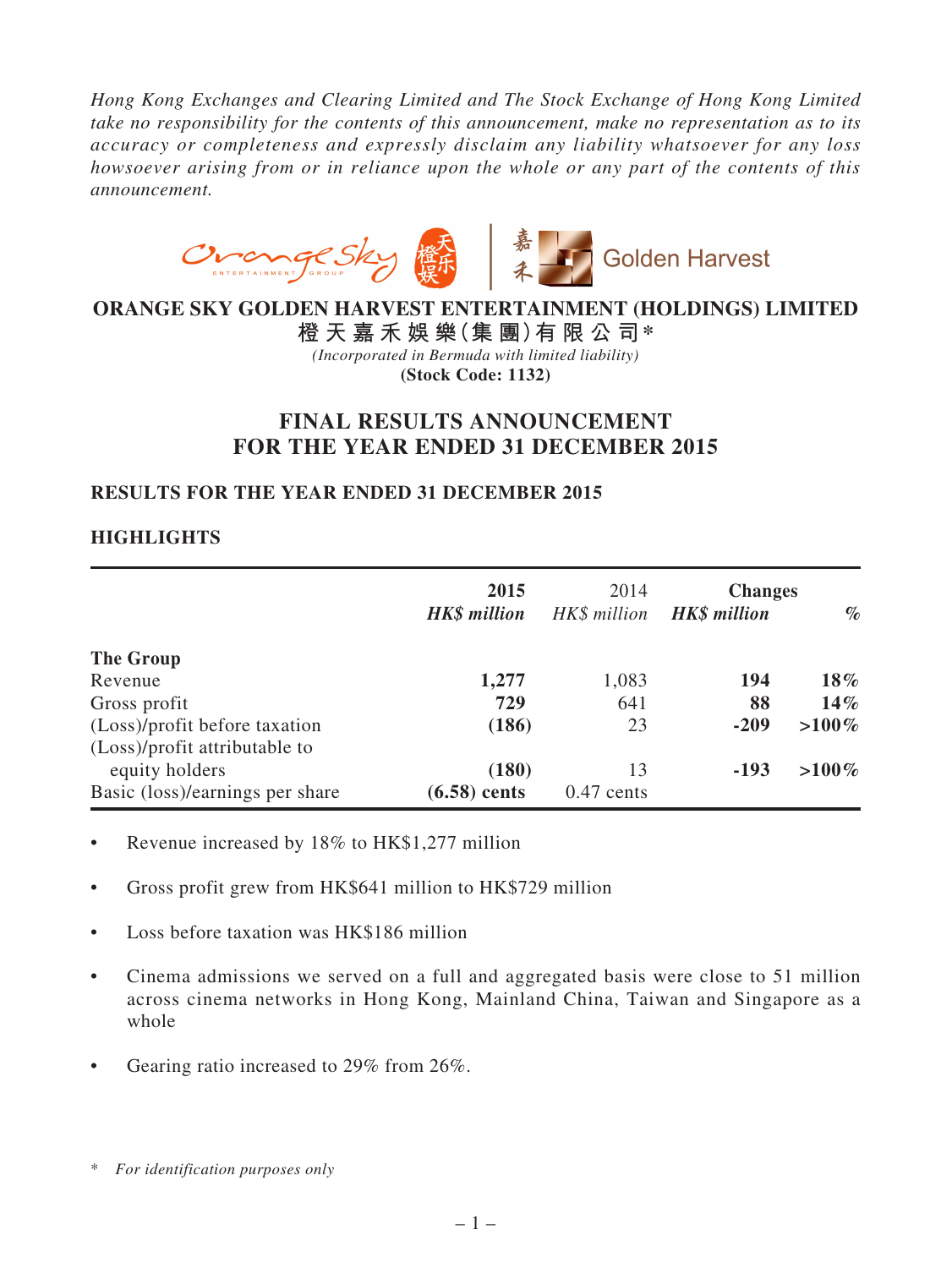*Hong Kong Exchanges and Clearing Limited and The Stock Exchange of Hong Kong Limited take no responsibility for the contents of this announcement, make no representation as to its accuracy or completeness and expressly disclaim any liability whatsoever for any loss howsoever arising from or in reliance upon the whole or any part of the contents of this announcement.*

# ORANGE SKY GOLDEN HARVEST ENTERTAINMENT (HOLDINGS) LIMITED
# 橙天嘉禾娛樂(集團)有限公司*

*(Incorporated in Bermuda with limited liability)*

**(Stock Code: 1132)**

## FINAL RESULTS ANNOUNCEMENT FOR THE YEAR ENDED 31 DECEMBER 2015

### RESULTS FOR THE YEAR ENDED 31 DECEMBER 2015

### HIGHLIGHTS

| | **2015** | 2014 | **Changes** | |
|---|---|---|---|---|
| | ***HK$ million*** | *HK$ million* | ***HK$ million*** | ***%*** |
| **The Group** | | | | |
| Revenue | **1,277** | 1,083 | **194** | **18%** |
| Gross profit | **729** | 641 | **88** | **14%** |
| (Loss)/profit before taxation | **(186)** | 23 | **-209** | **>100%** |
| (Loss)/profit attributable to equity holders | **(180)** | 13 | **-193** | **>100%** |
| Basic (loss)/earnings per share | **(6.58) cents** | 0.47 cents | | |

- Revenue increased by 18% to HK$1,277 million
- Gross profit grew from HK$641 million to HK$729 million
- Loss before taxation was HK$186 million
- Cinema admissions we served on a full and aggregated basis were close to 51 million across cinema networks in Hong Kong, Mainland China, Taiwan and Singapore as a whole
- Gearing ratio increased to 29% from 26%.

\* *For identification purposes only*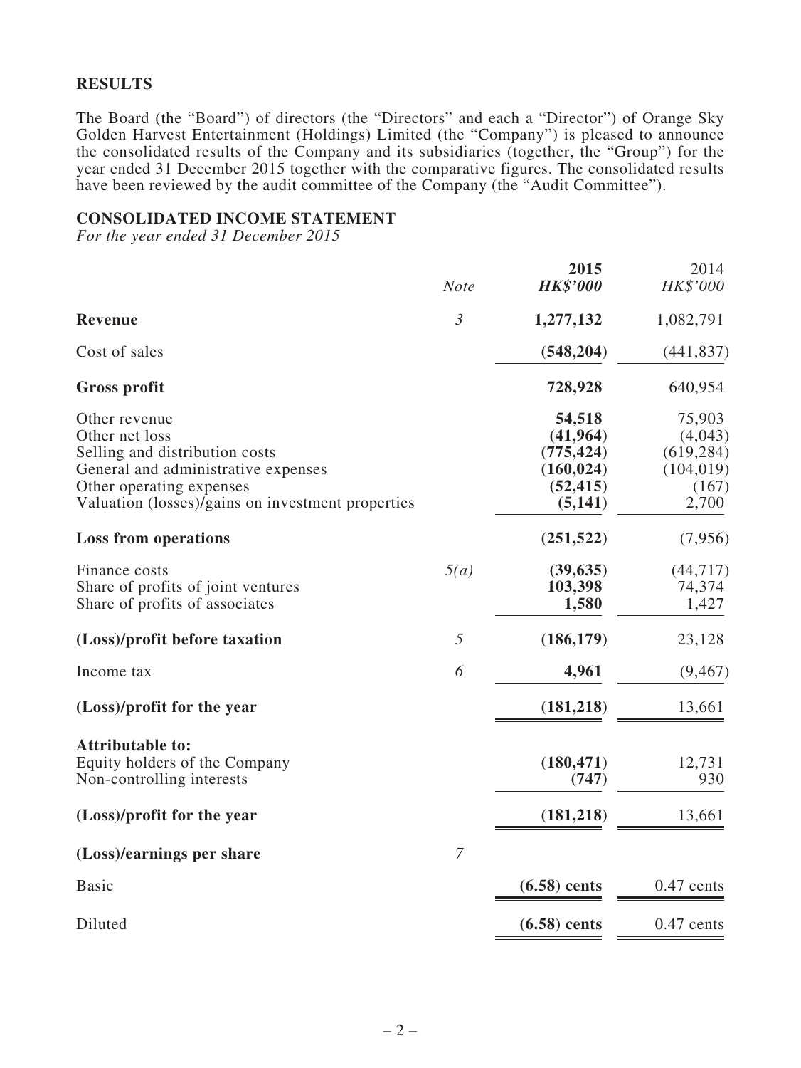## RESULTS

The Board (the "Board") of directors (the "Directors" and each a "Director") of Orange Sky Golden Harvest Entertainment (Holdings) Limited (the "Company") is pleased to announce the consolidated results of the Company and its subsidiaries (together, the "Group") for the year ended 31 December 2015 together with the comparative figures. The consolidated results have been reviewed by the audit committee of the Company (the "Audit Committee").

## CONSOLIDATED INCOME STATEMENT

*For the year ended 31 December 2015*

| | *Note* | **2015** ***HK$'000*** | 2014 *HK$'000* |
|---|---|---|---|
| **Revenue** | *3* | **1,277,132** | 1,082,791 |
| Cost of sales | | **(548,204)** | (441,837) |
| **Gross profit** | | **728,928** | 640,954 |
| Other revenue | | **54,518** | 75,903 |
| Other net loss | | **(41,964)** | (4,043) |
| Selling and distribution costs | | **(775,424)** | (619,284) |
| General and administrative expenses | | **(160,024)** | (104,019) |
| Other operating expenses | | **(52,415)** | (167) |
| Valuation (losses)/gains on investment properties | | **(5,141)** | 2,700 |
| **Loss from operations** | | **(251,522)** | (7,956) |
| Finance costs | *5(a)* | **(39,635)** | (44,717) |
| Share of profits of joint ventures | | **103,398** | 74,374 |
| Share of profits of associates | | **1,580** | 1,427 |
| **(Loss)/profit before taxation** | *5* | **(186,179)** | 23,128 |
| Income tax | *6* | **4,961** | (9,467) |
| **(Loss)/profit for the year** | | **(181,218)** | 13,661 |
| **Attributable to:** | | | |
| Equity holders of the Company | | **(180,471)** | 12,731 |
| Non-controlling interests | | **(747)** | 930 |
| **(Loss)/profit for the year** | | **(181,218)** | 13,661 |
| **(Loss)/earnings per share** | *7* | | |
| Basic | | **(6.58) cents** | 0.47 cents |
| Diluted | | **(6.58) cents** | 0.47 cents |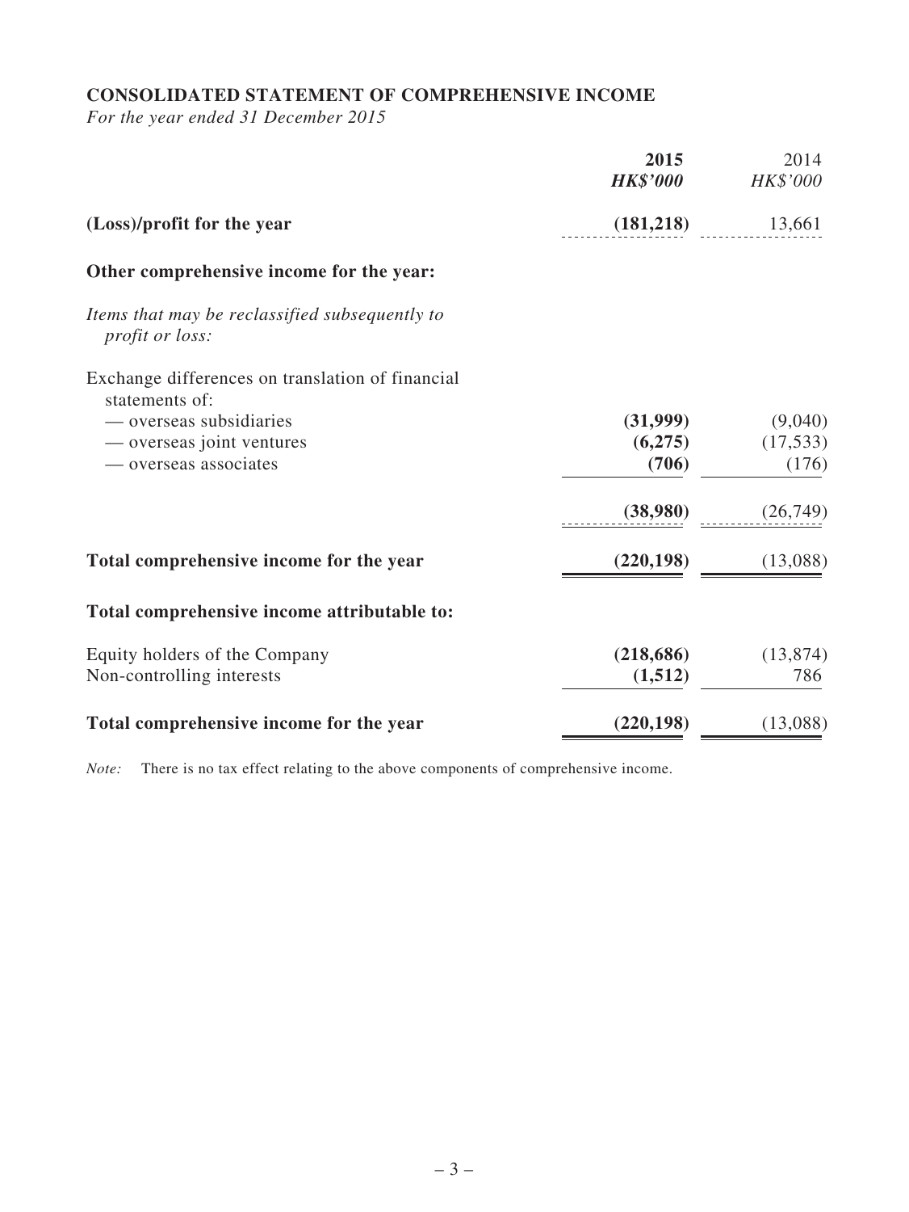## CONSOLIDATED STATEMENT OF COMPREHENSIVE INCOME

*For the year ended 31 December 2015*

| | **2015** | 2014 |
|---|---|---|
| | ***HK$'000*** | *HK$'000* |
| **(Loss)/profit for the year** | **(181,218)** | 13,661 |
| **Other comprehensive income for the year:** | | |
| *Items that may be reclassified subsequently to profit or loss:* | | |
| Exchange differences on translation of financial statements of: | | |
| — overseas subsidiaries | **(31,999)** | (9,040) |
| — overseas joint ventures | **(6,275)** | (17,533) |
| — overseas associates | **(706)** | (176) |
| | **(38,980)** | (26,749) |
| **Total comprehensive income for the year** | **(220,198)** | (13,088) |
| **Total comprehensive income attributable to:** | | |
| Equity holders of the Company | **(218,686)** | (13,874) |
| Non-controlling interests | **(1,512)** | 786 |
| **Total comprehensive income for the year** | **(220,198)** | (13,088) |

*Note:* There is no tax effect relating to the above components of comprehensive income.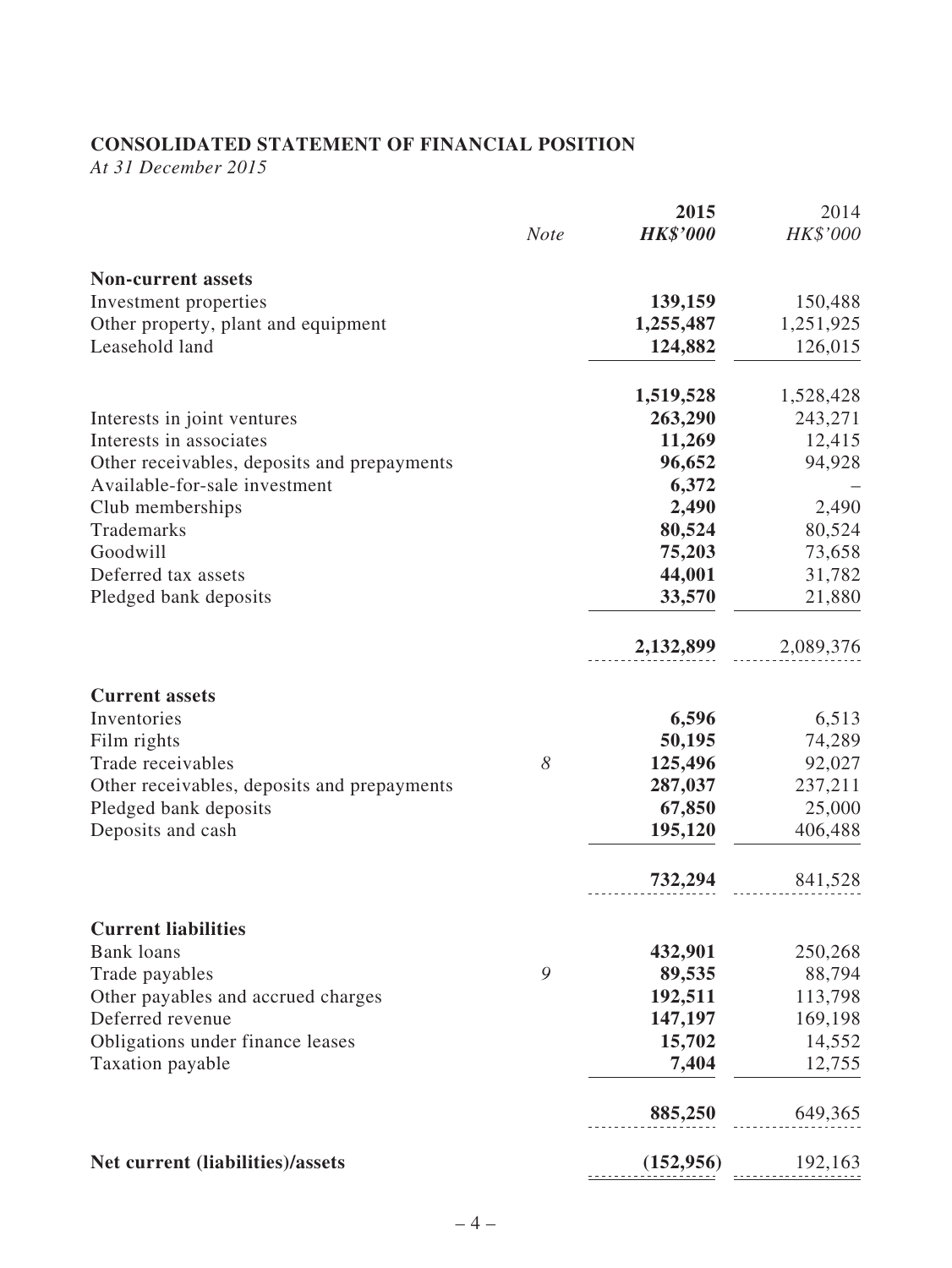## CONSOLIDATED STATEMENT OF FINANCIAL POSITION

*At 31 December 2015*

| | *Note* | **2015** **HK$'000** | 2014 HK$'000 |
|---|---|---|---|
| **Non-current assets** | | | |
| Investment properties | | **139,159** | 150,488 |
| Other property, plant and equipment | | **1,255,487** | 1,251,925 |
| Leasehold land | | **124,882** | 126,015 |
| | | **1,519,528** | 1,528,428 |
| Interests in joint ventures | | **263,290** | 243,271 |
| Interests in associates | | **11,269** | 12,415 |
| Other receivables, deposits and prepayments | | **96,652** | 94,928 |
| Available-for-sale investment | | **6,372** | – |
| Club memberships | | **2,490** | 2,490 |
| Trademarks | | **80,524** | 80,524 |
| Goodwill | | **75,203** | 73,658 |
| Deferred tax assets | | **44,001** | 31,782 |
| Pledged bank deposits | | **33,570** | 21,880 |
| | | **2,132,899** | 2,089,376 |
| **Current assets** | | | |
| Inventories | | **6,596** | 6,513 |
| Film rights | | **50,195** | 74,289 |
| Trade receivables | *8* | **125,496** | 92,027 |
| Other receivables, deposits and prepayments | | **287,037** | 237,211 |
| Pledged bank deposits | | **67,850** | 25,000 |
| Deposits and cash | | **195,120** | 406,488 |
| | | **732,294** | 841,528 |
| **Current liabilities** | | | |
| Bank loans | | **432,901** | 250,268 |
| Trade payables | *9* | **89,535** | 88,794 |
| Other payables and accrued charges | | **192,511** | 113,798 |
| Deferred revenue | | **147,197** | 169,198 |
| Obligations under finance leases | | **15,702** | 14,552 |
| Taxation payable | | **7,404** | 12,755 |
| | | **885,250** | 649,365 |
| **Net current (liabilities)/assets** | | **(152,956)** | 192,163 |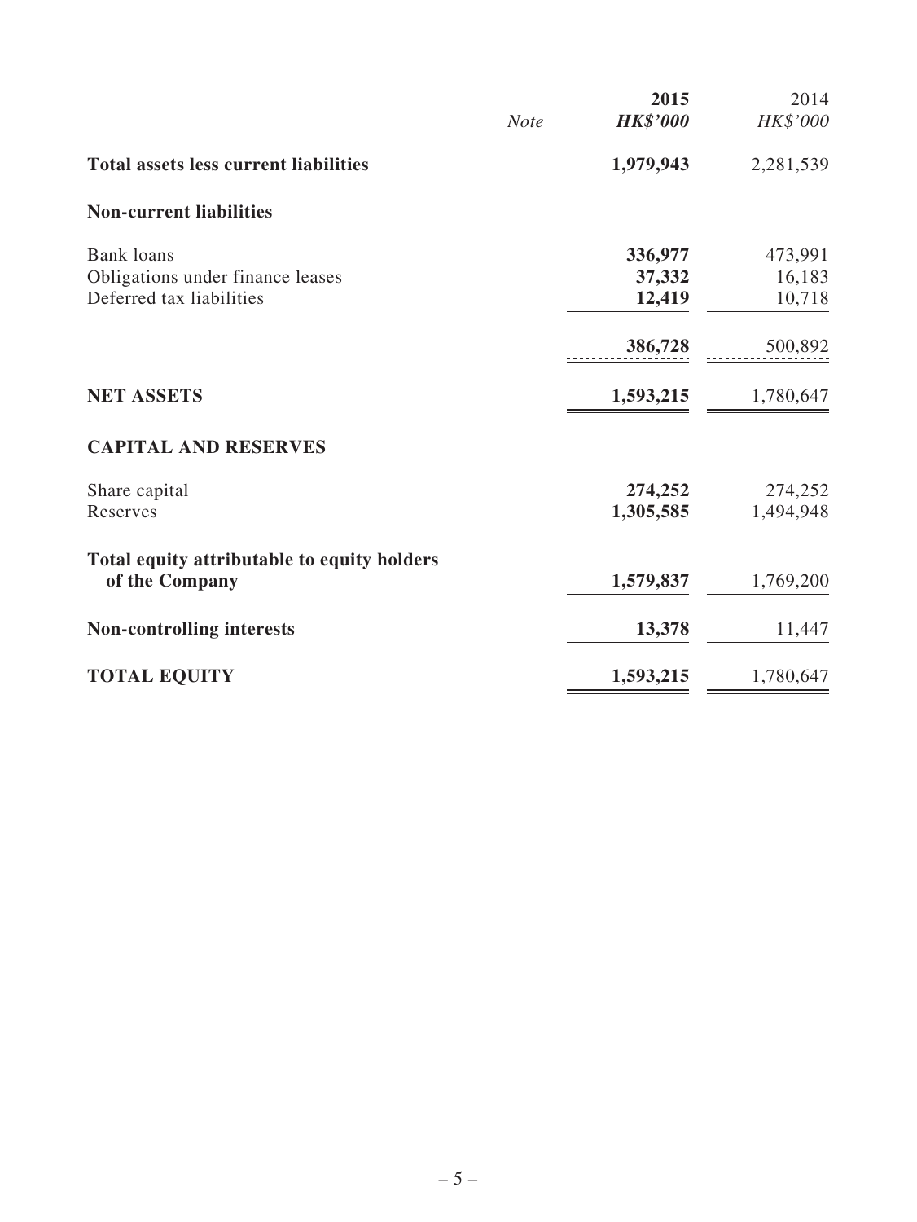| | Note | 2015<br>HK$'000 | 2014<br>HK$'000 |
|---|---|---|---|
| **Total assets less current liabilities** | | **1,979,943** | 2,281,539 |
| **Non-current liabilities** | | | |
| Bank loans | | **336,977** | 473,991 |
| Obligations under finance leases | | **37,332** | 16,183 |
| Deferred tax liabilities | | **12,419** | 10,718 |
| | | **386,728** | 500,892 |
| **NET ASSETS** | | **1,593,215** | 1,780,647 |
| **CAPITAL AND RESERVES** | | | |
| Share capital | | **274,252** | 274,252 |
| Reserves | | **1,305,585** | 1,494,948 |
| **Total equity attributable to equity holders of the Company** | | **1,579,837** | 1,769,200 |
| **Non-controlling interests** | | **13,378** | 11,447 |
| **TOTAL EQUITY** | | **1,593,215** | 1,780,647 |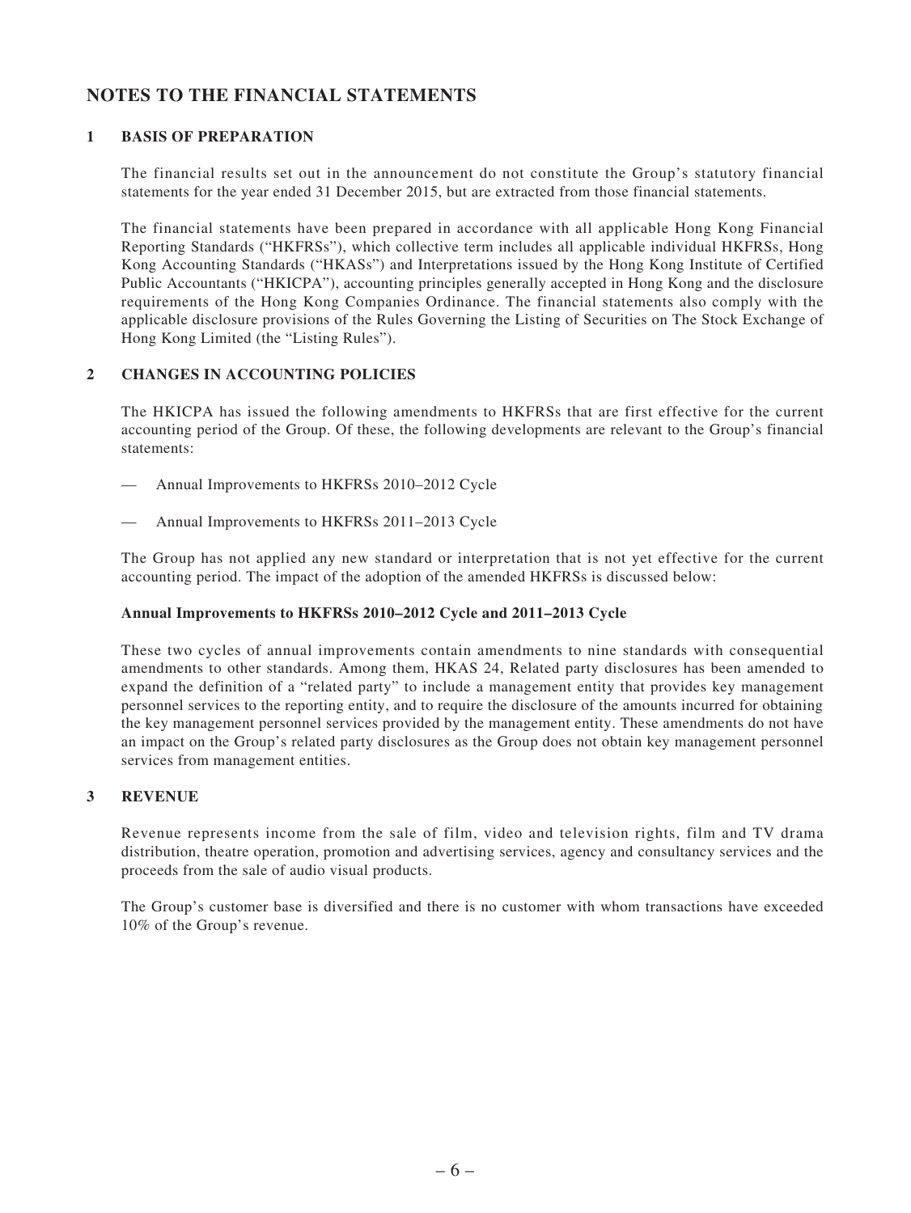# NOTES TO THE FINANCIAL STATEMENTS

## 1 BASIS OF PREPARATION

The financial results set out in the announcement do not constitute the Group's statutory financial statements for the year ended 31 December 2015, but are extracted from those financial statements.

The financial statements have been prepared in accordance with all applicable Hong Kong Financial Reporting Standards ("HKFRSs"), which collective term includes all applicable individual HKFRSs, Hong Kong Accounting Standards ("HKASs") and Interpretations issued by the Hong Kong Institute of Certified Public Accountants ("HKICPA"), accounting principles generally accepted in Hong Kong and the disclosure requirements of the Hong Kong Companies Ordinance. The financial statements also comply with the applicable disclosure provisions of the Rules Governing the Listing of Securities on The Stock Exchange of Hong Kong Limited (the "Listing Rules").

## 2 CHANGES IN ACCOUNTING POLICIES

The HKICPA has issued the following amendments to HKFRSs that are first effective for the current accounting period of the Group. Of these, the following developments are relevant to the Group's financial statements:

- Annual Improvements to HKFRSs 2010–2012 Cycle
- Annual Improvements to HKFRSs 2011–2013 Cycle

The Group has not applied any new standard or interpretation that is not yet effective for the current accounting period. The impact of the adoption of the amended HKFRSs is discussed below:

**Annual Improvements to HKFRSs 2010–2012 Cycle and 2011–2013 Cycle**

These two cycles of annual improvements contain amendments to nine standards with consequential amendments to other standards. Among them, HKAS 24, Related party disclosures has been amended to expand the definition of a "related party" to include a management entity that provides key management personnel services to the reporting entity, and to require the disclosure of the amounts incurred for obtaining the key management personnel services provided by the management entity. These amendments do not have an impact on the Group's related party disclosures as the Group does not obtain key management personnel services from management entities.

## 3 REVENUE

Revenue represents income from the sale of film, video and television rights, film and TV drama distribution, theatre operation, promotion and advertising services, agency and consultancy services and the proceeds from the sale of audio visual products.

The Group's customer base is diversified and there is no customer with whom transactions have exceeded 10% of the Group's revenue.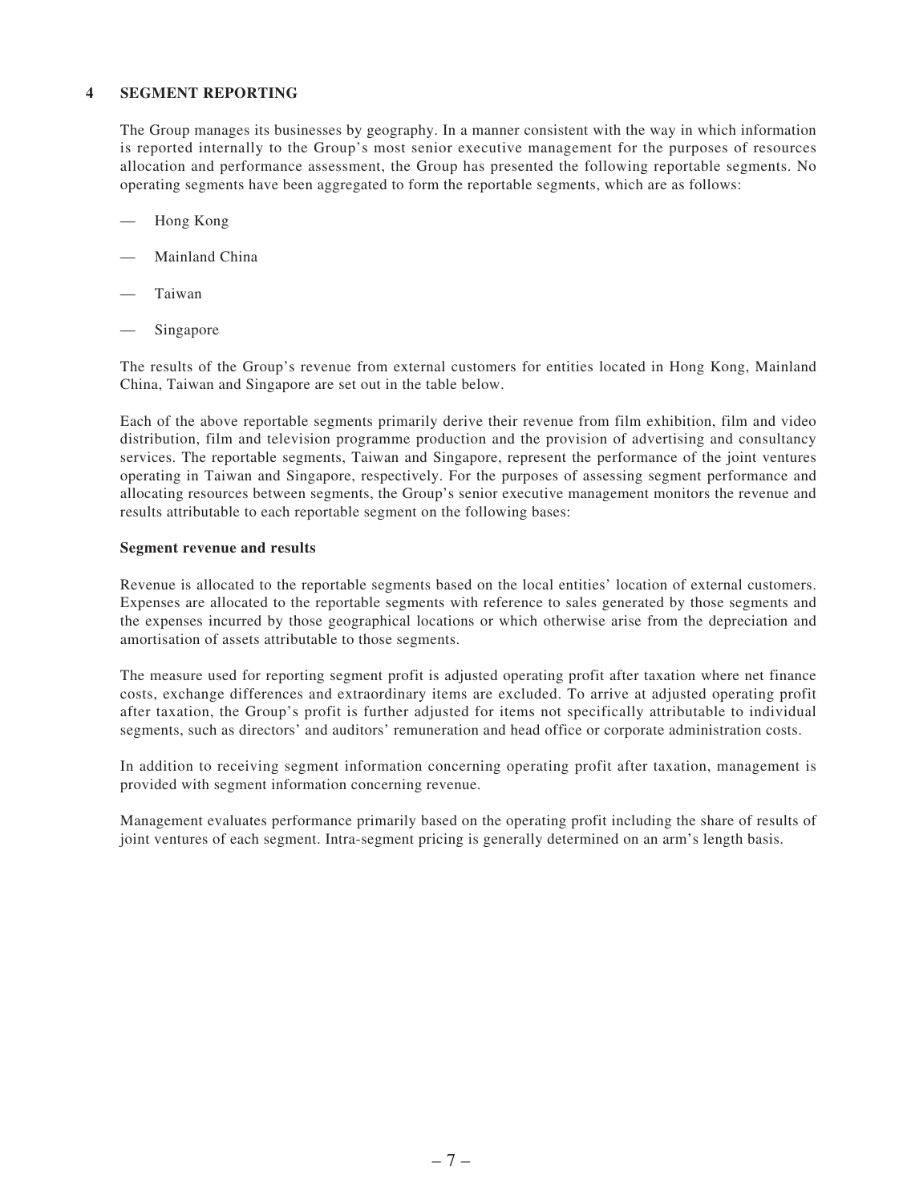## 4 SEGMENT REPORTING

The Group manages its businesses by geography. In a manner consistent with the way in which information is reported internally to the Group's most senior executive management for the purposes of resources allocation and performance assessment, the Group has presented the following reportable segments. No operating segments have been aggregated to form the reportable segments, which are as follows:

- Hong Kong
- Mainland China
- Taiwan
- Singapore

The results of the Group's revenue from external customers for entities located in Hong Kong, Mainland China, Taiwan and Singapore are set out in the table below.

Each of the above reportable segments primarily derive their revenue from film exhibition, film and video distribution, film and television programme production and the provision of advertising and consultancy services. The reportable segments, Taiwan and Singapore, represent the performance of the joint ventures operating in Taiwan and Singapore, respectively. For the purposes of assessing segment performance and allocating resources between segments, the Group's senior executive management monitors the revenue and results attributable to each reportable segment on the following bases:

**Segment revenue and results**

Revenue is allocated to the reportable segments based on the local entities' location of external customers. Expenses are allocated to the reportable segments with reference to sales generated by those segments and the expenses incurred by those geographical locations or which otherwise arise from the depreciation and amortisation of assets attributable to those segments.

The measure used for reporting segment profit is adjusted operating profit after taxation where net finance costs, exchange differences and extraordinary items are excluded. To arrive at adjusted operating profit after taxation, the Group's profit is further adjusted for items not specifically attributable to individual segments, such as directors' and auditors' remuneration and head office or corporate administration costs.

In addition to receiving segment information concerning operating profit after taxation, management is provided with segment information concerning revenue.

Management evaluates performance primarily based on the operating profit including the share of results of joint ventures of each segment. Intra-segment pricing is generally determined on an arm's length basis.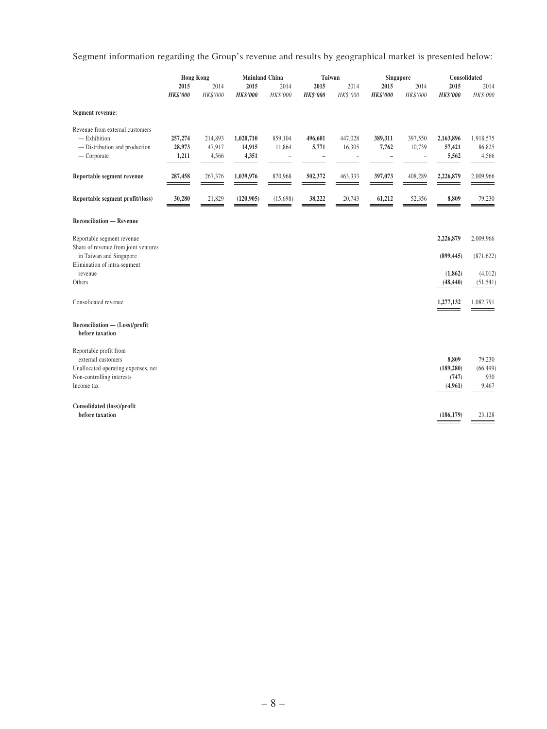Segment information regarding the Group's revenue and results by geographical market is presented below:

| | Hong Kong | | Mainland China | | Taiwan | | Singapore | | Consolidated | |
|---|---|---|---|---|---|---|---|---|---|---|
| | **2015** | 2014 | **2015** | 2014 | **2015** | 2014 | **2015** | 2014 | **2015** | 2014 |
| | ***HK$'000*** | *HK$'000* | ***HK$'000*** | *HK$'000* | ***HK$'000*** | *HK$'000* | ***HK$'000*** | *HK$'000* | ***HK$'000*** | *HK$'000* |
| **Segment revenue:** | | | | | | | | | | |
| Revenue from external customers | | | | | | | | | | |
| — Exhibition | **257,274** | 214,893 | **1,020,710** | 859,104 | **496,601** | 447,028 | **389,311** | 397,550 | **2,163,896** | 1,918,575 |
| — Distribution and production | **28,973** | 47,917 | **14,915** | 11,864 | **5,771** | 16,305 | **7,762** | 10,739 | **57,421** | 86,825 |
| — Corporate | **1,211** | 4,566 | **4,351** | – | **–** | – | **–** | – | **5,562** | 4,566 |
| **Reportable segment revenue** | **287,458** | 267,376 | **1,039,976** | 870,968 | **502,372** | 463,333 | **397,073** | 408,289 | **2,226,879** | 2,009,966 |
| **Reportable segment profit/(loss)** | **30,280** | 21,829 | **(120,905)** | (15,698) | **38,222** | 20,743 | **61,212** | 52,356 | **8,809** | 79,230 |
| **Reconciliation — Revenue** | | | | | | | | | | |
| Reportable segment revenue | | | | | | | | | **2,226,879** | 2,009,966 |
| Share of revenue from joint ventures in Taiwan and Singapore | | | | | | | | | **(899,445)** | (871,622) |
| Elimination of intra-segment revenue | | | | | | | | | **(1,862)** | (4,012) |
| Others | | | | | | | | | **(48,440)** | (51,541) |
| Consolidated revenue | | | | | | | | | **1,277,132** | 1,082,791 |
| **Reconciliation — (Loss)/profit before taxation** | | | | | | | | | | |
| Reportable profit from external customers | | | | | | | | | **8,809** | 79,230 |
| Unallocated operating expenses, net | | | | | | | | | **(189,280)** | (66,499) |
| Non-controlling interests | | | | | | | | | **(747)** | 930 |
| Income tax | | | | | | | | | **(4,961)** | 9,467 |
| **Consolidated (loss)/profit before taxation** | | | | | | | | | **(186,179)** | 23,128 |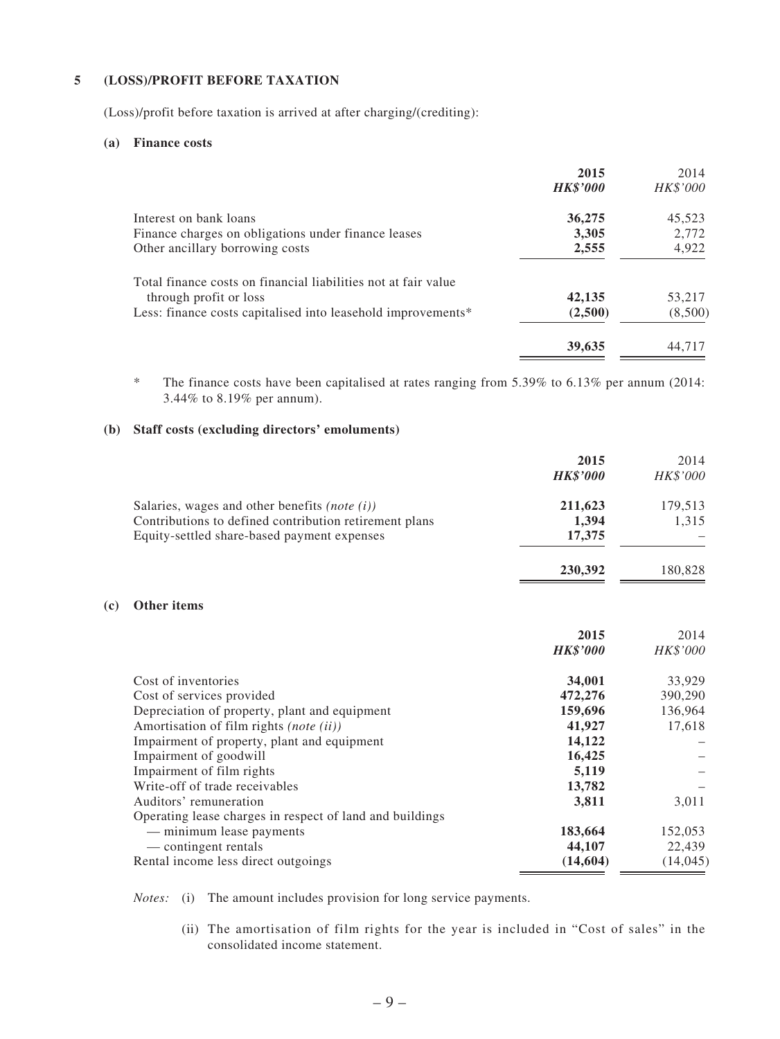## 5 (LOSS)/PROFIT BEFORE TAXATION

(Loss)/profit before taxation is arrived at after charging/(crediting):

### (a) Finance costs

| | 2015 HK$'000 | 2014 HK$'000 |
|---|---|---|
| Interest on bank loans | **36,275** | 45,523 |
| Finance charges on obligations under finance leases | **3,305** | 2,772 |
| Other ancillary borrowing costs | **2,555** | 4,922 |
| Total finance costs on financial liabilities not at fair value through profit or loss | **42,135** | 53,217 |
| Less: finance costs capitalised into leasehold improvements* | **(2,500)** | (8,500) |
| | **39,635** | 44,717 |

\* The finance costs have been capitalised at rates ranging from 5.39% to 6.13% per annum (2014: 3.44% to 8.19% per annum).

### (b) Staff costs (excluding directors' emoluments)

| | 2015 HK$'000 | 2014 HK$'000 |
|---|---|---|
| Salaries, wages and other benefits *(note (i))* | **211,623** | 179,513 |
| Contributions to defined contribution retirement plans | **1,394** | 1,315 |
| Equity-settled share-based payment expenses | **17,375** | – |
| | **230,392** | 180,828 |

### (c) Other items

| | 2015 HK$'000 | 2014 HK$'000 |
|---|---|---|
| Cost of inventories | **34,001** | 33,929 |
| Cost of services provided | **472,276** | 390,290 |
| Depreciation of property, plant and equipment | **159,696** | 136,964 |
| Amortisation of film rights *(note (ii))* | **41,927** | 17,618 |
| Impairment of property, plant and equipment | **14,122** | – |
| Impairment of goodwill | **16,425** | – |
| Impairment of film rights | **5,119** | – |
| Write-off of trade receivables | **13,782** | – |
| Auditors' remuneration | **3,811** | 3,011 |
| Operating lease charges in respect of land and buildings | | |
| — minimum lease payments | **183,664** | 152,053 |
| — contingent rentals | **44,107** | 22,439 |
| Rental income less direct outgoings | **(14,604)** | (14,045) |

*Notes:* (i) The amount includes provision for long service payments.

(ii) The amortisation of film rights for the year is included in "Cost of sales" in the consolidated income statement.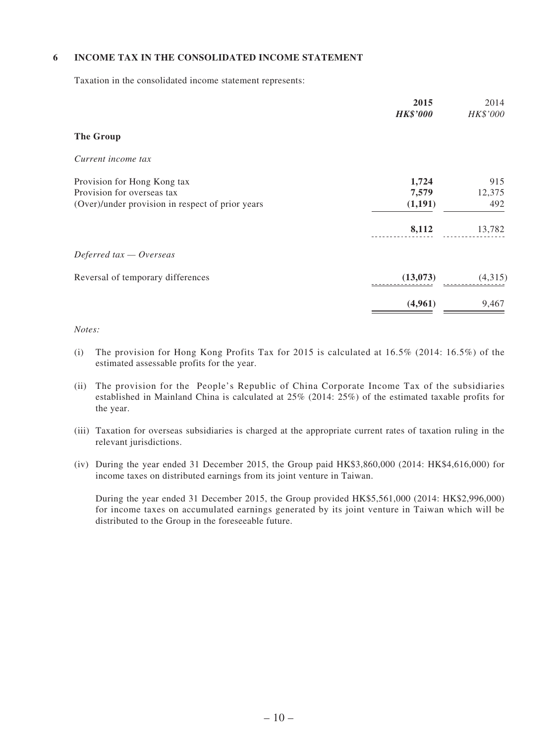## 6 INCOME TAX IN THE CONSOLIDATED INCOME STATEMENT

Taxation in the consolidated income statement represents:

| | **2015** | 2014 |
|---|---|---|
| | ***HK$'000*** | *HK$'000* |
| **The Group** | | |
| *Current income tax* | | |
| Provision for Hong Kong tax | **1,724** | 915 |
| Provision for overseas tax | **7,579** | 12,375 |
| (Over)/under provision in respect of prior years | **(1,191)** | 492 |
| | **8,112** | 13,782 |
| *Deferred tax — Overseas* | | |
| Reversal of temporary differences | **(13,073)** | (4,315) |
| | **(4,961)** | 9,467 |

*Notes:*

(i) The provision for Hong Kong Profits Tax for 2015 is calculated at 16.5% (2014: 16.5%) of the estimated assessable profits for the year.

(ii) The provision for the People's Republic of China Corporate Income Tax of the subsidiaries established in Mainland China is calculated at 25% (2014: 25%) of the estimated taxable profits for the year.

(iii) Taxation for overseas subsidiaries is charged at the appropriate current rates of taxation ruling in the relevant jurisdictions.

(iv) During the year ended 31 December 2015, the Group paid HK$3,860,000 (2014: HK$4,616,000) for income taxes on distributed earnings from its joint venture in Taiwan.

During the year ended 31 December 2015, the Group provided HK$5,561,000 (2014: HK$2,996,000) for income taxes on accumulated earnings generated by its joint venture in Taiwan which will be distributed to the Group in the foreseeable future.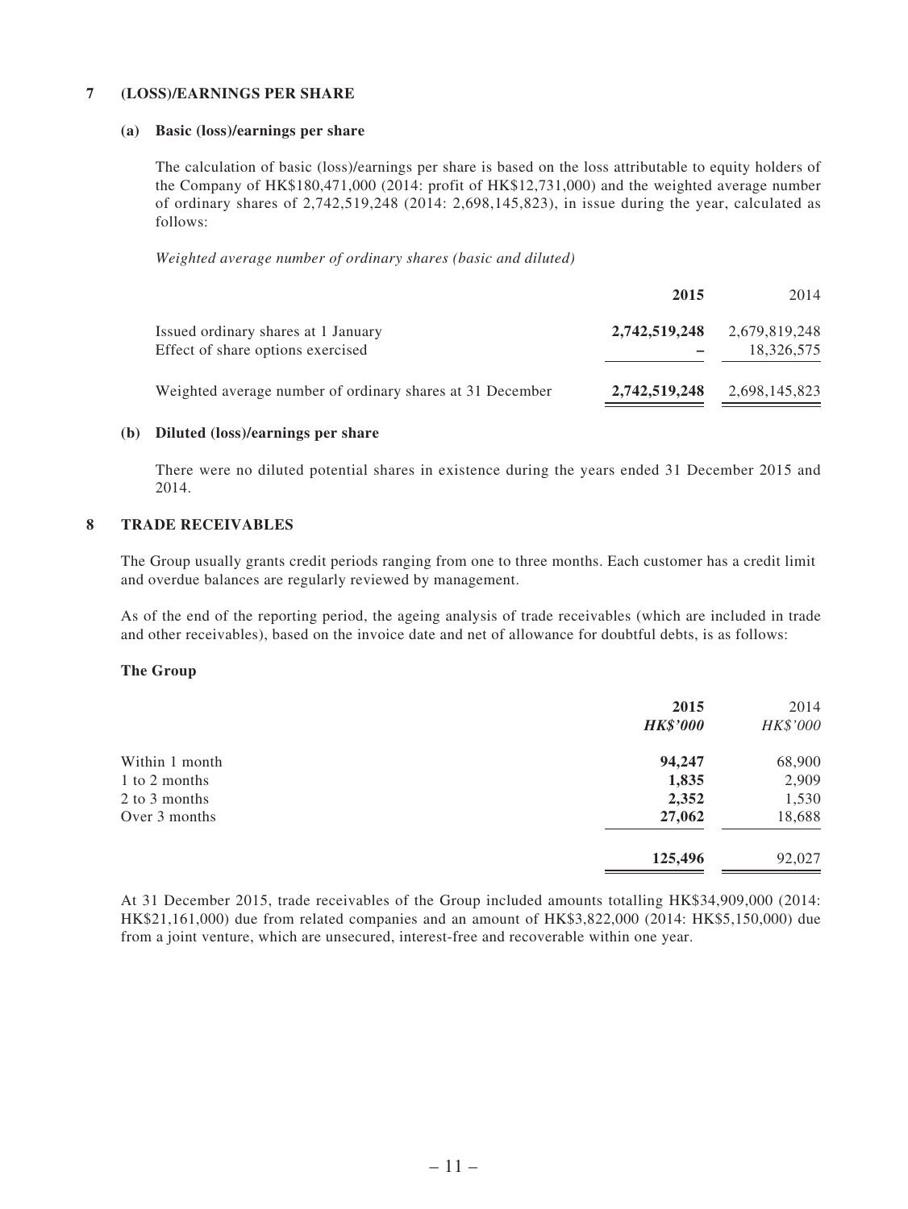## 7 (LOSS)/EARNINGS PER SHARE

### (a) Basic (loss)/earnings per share

The calculation of basic (loss)/earnings per share is based on the loss attributable to equity holders of the Company of HK$180,471,000 (2014: profit of HK$12,731,000) and the weighted average number of ordinary shares of 2,742,519,248 (2014: 2,698,145,823), in issue during the year, calculated as follows:

*Weighted average number of ordinary shares (basic and diluted)*

| | **2015** | 2014 |
|---|---|---|
| Issued ordinary shares at 1 January | **2,742,519,248** | 2,679,819,248 |
| Effect of share options exercised | **–** | 18,326,575 |
| Weighted average number of ordinary shares at 31 December | **2,742,519,248** | 2,698,145,823 |

### (b) Diluted (loss)/earnings per share

There were no diluted potential shares in existence during the years ended 31 December 2015 and 2014.

## 8 TRADE RECEIVABLES

The Group usually grants credit periods ranging from one to three months. Each customer has a credit limit and overdue balances are regularly reviewed by management.

As of the end of the reporting period, the ageing analysis of trade receivables (which are included in trade and other receivables), based on the invoice date and net of allowance for doubtful debts, is as follows:

**The Group**

| | **2015** | 2014 |
|---|---|---|
| | ***HK$'000*** | *HK$'000* |
| Within 1 month | **94,247** | 68,900 |
| 1 to 2 months | **1,835** | 2,909 |
| 2 to 3 months | **2,352** | 1,530 |
| Over 3 months | **27,062** | 18,688 |
| | **125,496** | 92,027 |

At 31 December 2015, trade receivables of the Group included amounts totalling HK$34,909,000 (2014: HK$21,161,000) due from related companies and an amount of HK$3,822,000 (2014: HK$5,150,000) due from a joint venture, which are unsecured, interest-free and recoverable within one year.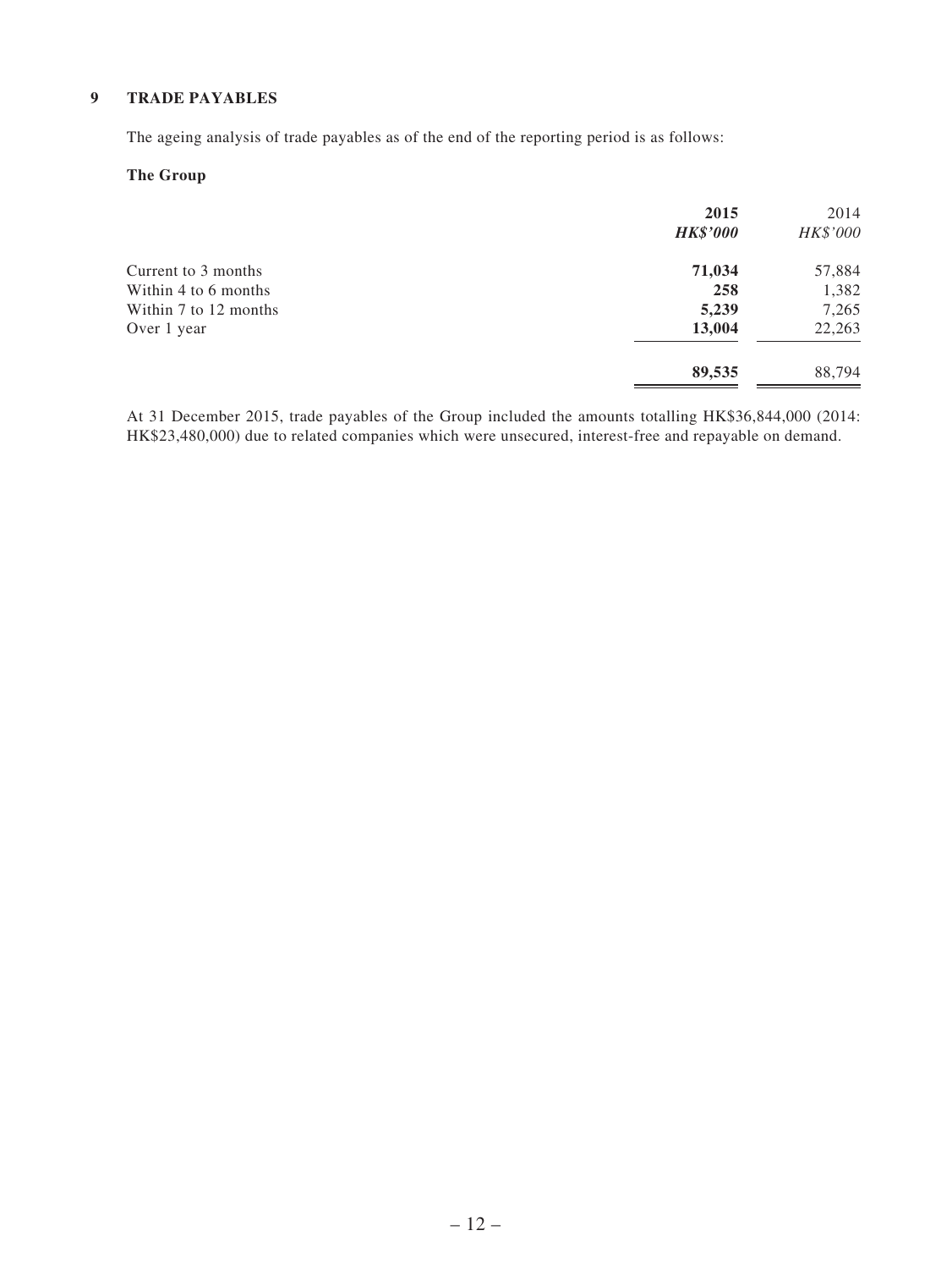## 9 TRADE PAYABLES

The ageing analysis of trade payables as of the end of the reporting period is as follows:

**The Group**

| | **2015** | 2014 |
|---|---|---|
| | ***HK$'000*** | *HK$'000* |
| Current to 3 months | **71,034** | 57,884 |
| Within 4 to 6 months | **258** | 1,382 |
| Within 7 to 12 months | **5,239** | 7,265 |
| Over 1 year | **13,004** | 22,263 |
| | **89,535** | 88,794 |

At 31 December 2015, trade payables of the Group included the amounts totalling HK$36,844,000 (2014: HK$23,480,000) due to related companies which were unsecured, interest-free and repayable on demand.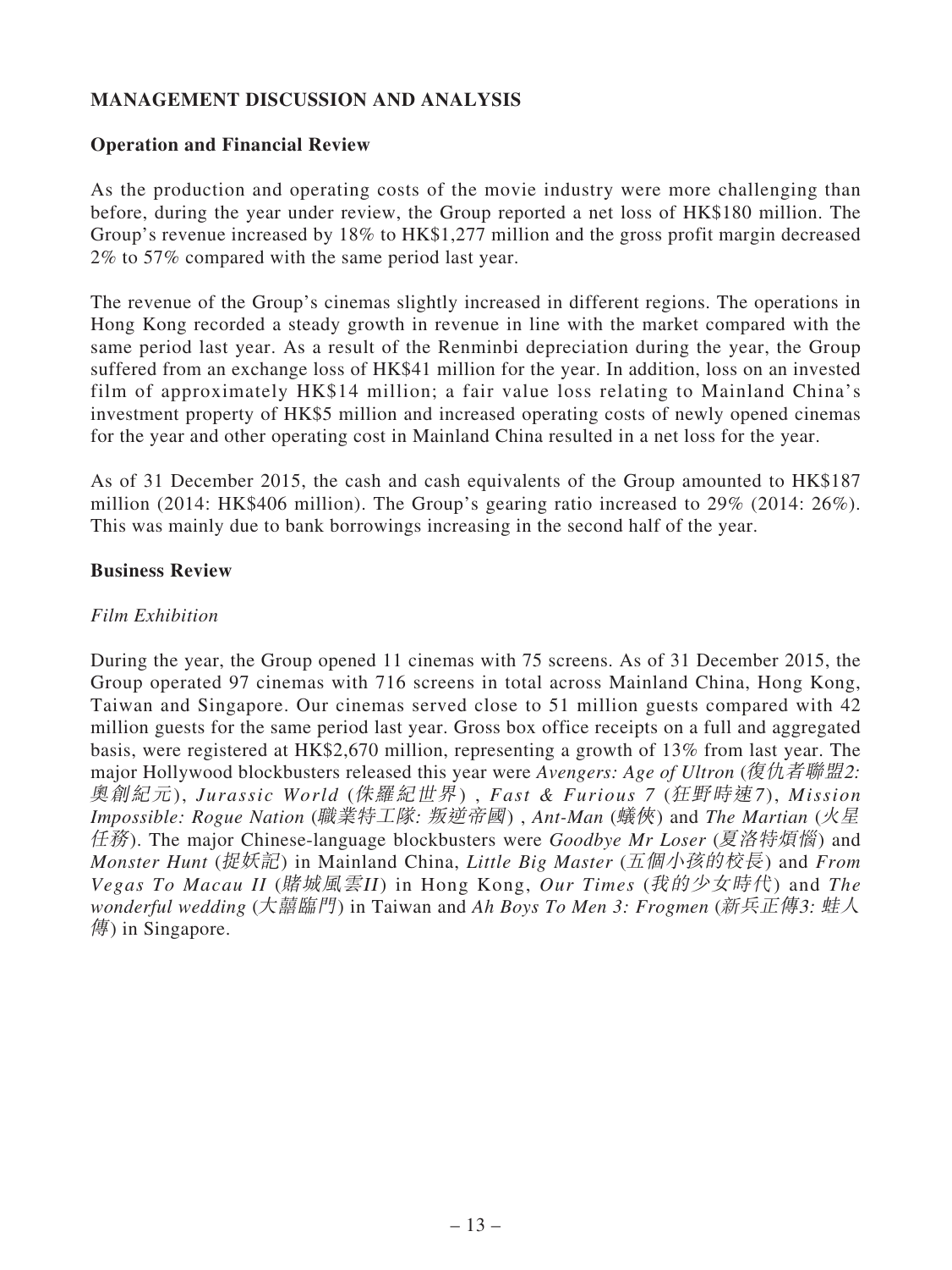## MANAGEMENT DISCUSSION AND ANALYSIS

### Operation and Financial Review

As the production and operating costs of the movie industry were more challenging than before, during the year under review, the Group reported a net loss of HK$180 million. The Group's revenue increased by 18% to HK$1,277 million and the gross profit margin decreased 2% to 57% compared with the same period last year.

The revenue of the Group's cinemas slightly increased in different regions. The operations in Hong Kong recorded a steady growth in revenue in line with the market compared with the same period last year. As a result of the Renminbi depreciation during the year, the Group suffered from an exchange loss of HK$41 million for the year. In addition, loss on an invested film of approximately HK$14 million; a fair value loss relating to Mainland China's investment property of HK$5 million and increased operating costs of newly opened cinemas for the year and other operating cost in Mainland China resulted in a net loss for the year.

As of 31 December 2015, the cash and cash equivalents of the Group amounted to HK$187 million (2014: HK$406 million). The Group's gearing ratio increased to 29% (2014: 26%). This was mainly due to bank borrowings increasing in the second half of the year.

### Business Review

*Film Exhibition*

During the year, the Group opened 11 cinemas with 75 screens. As of 31 December 2015, the Group operated 97 cinemas with 716 screens in total across Mainland China, Hong Kong, Taiwan and Singapore. Our cinemas served close to 51 million guests compared with 42 million guests for the same period last year. Gross box office receipts on a full and aggregated basis, were registered at HK$2,670 million, representing a growth of 13% from last year. The major Hollywood blockbusters released this year were *Avengers: Age of Ultron* (*復仇者聯盟2: 奧創紀元*), *Jurassic World* (*侏羅紀世界*), *Fast & Furious 7* (*狂野時速7*), *Mission Impossible: Rogue Nation* (*職業特工隊: 叛逆帝國*), *Ant-Man* (*蟻俠*) and *The Martian* (*火星任務*). The major Chinese-language blockbusters were *Goodbye Mr Loser* (*夏洛特煩惱*) and *Monster Hunt* (*捉妖記*) in Mainland China, *Little Big Master* (*五個小孩的校長*) and *From Vegas To Macau II* (*賭城風雲II*) in Hong Kong, *Our Times* (*我的少女時代*) and *The wonderful wedding* (*大囍臨門*) in Taiwan and *Ah Boys To Men 3: Frogmen* (*新兵正傳3: 蛙人傳*) in Singapore.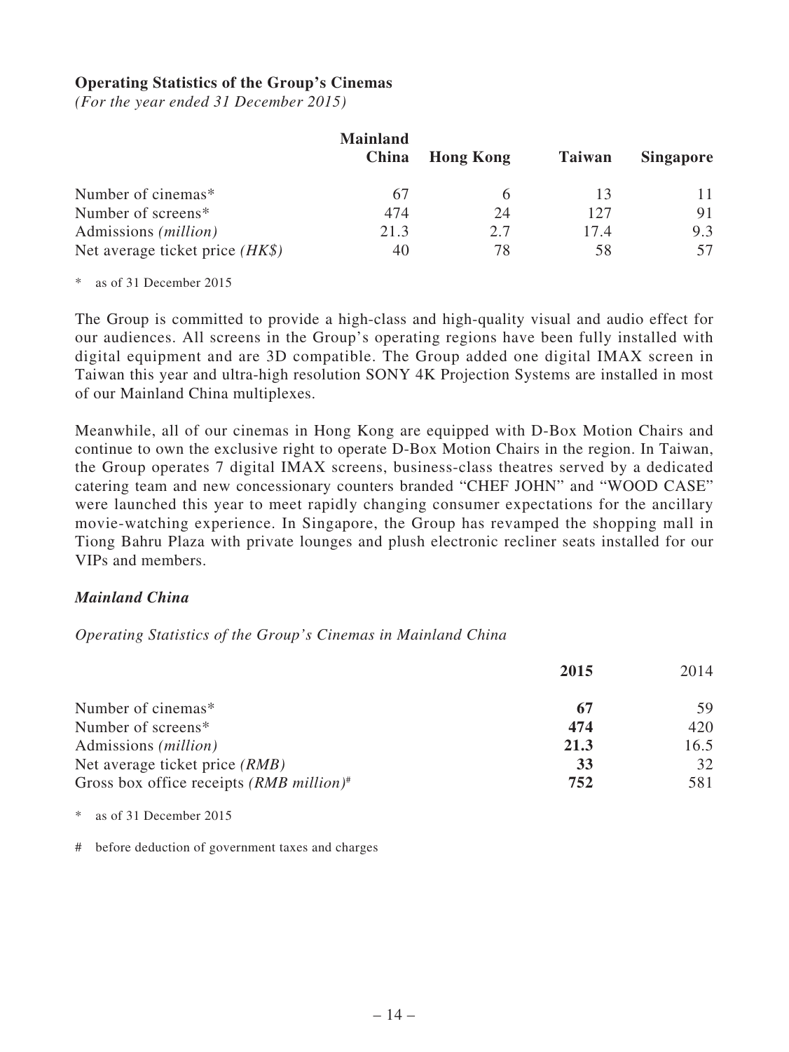**Operating Statistics of the Group's Cinemas**

*(For the year ended 31 December 2015)*

| | Mainland China | Hong Kong | Taiwan | Singapore |
|---|---|---|---|---|
| Number of cinemas* | 67 | 6 | 13 | 11 |
| Number of screens* | 474 | 24 | 127 | 91 |
| Admissions *(million)* | 21.3 | 2.7 | 17.4 | 9.3 |
| Net average ticket price *(HK$)* | 40 | 78 | 58 | 57 |

\* as of 31 December 2015

The Group is committed to provide a high-class and high-quality visual and audio effect for our audiences. All screens in the Group's operating regions have been fully installed with digital equipment and are 3D compatible. The Group added one digital IMAX screen in Taiwan this year and ultra-high resolution SONY 4K Projection Systems are installed in most of our Mainland China multiplexes.

Meanwhile, all of our cinemas in Hong Kong are equipped with D-Box Motion Chairs and continue to own the exclusive right to operate D-Box Motion Chairs in the region. In Taiwan, the Group operates 7 digital IMAX screens, business-class theatres served by a dedicated catering team and new concessionary counters branded "CHEF JOHN" and "WOOD CASE" were launched this year to meet rapidly changing consumer expectations for the ancillary movie-watching experience. In Singapore, the Group has revamped the shopping mall in Tiong Bahru Plaza with private lounges and plush electronic recliner seats installed for our VIPs and members.

***Mainland China***

*Operating Statistics of the Group's Cinemas in Mainland China*

| | **2015** | 2014 |
|---|---|---|
| Number of cinemas* | **67** | 59 |
| Number of screens* | **474** | 420 |
| Admissions *(million)* | **21.3** | 16.5 |
| Net average ticket price *(RMB)* | **33** | 32 |
| Gross box office receipts *(RMB million)*# | **752** | 581 |

\* as of 31 December 2015

# before deduction of government taxes and charges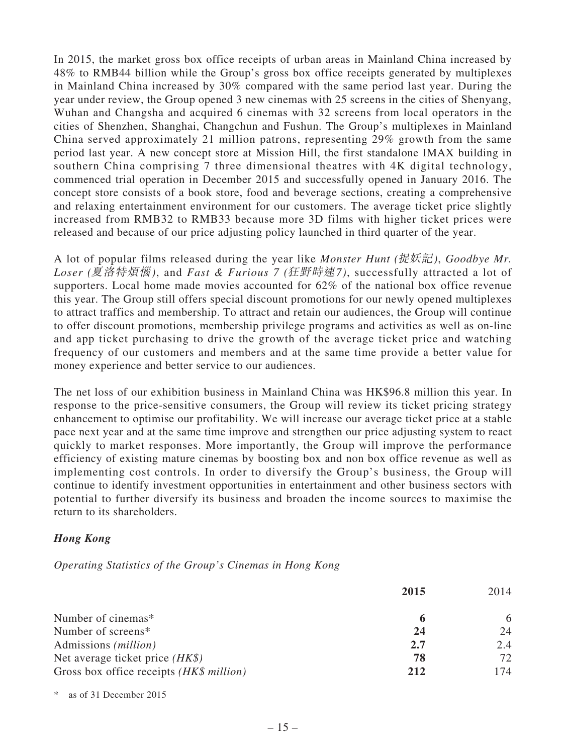In 2015, the market gross box office receipts of urban areas in Mainland China increased by 48% to RMB44 billion while the Group's gross box office receipts generated by multiplexes in Mainland China increased by 30% compared with the same period last year. During the year under review, the Group opened 3 new cinemas with 25 screens in the cities of Shenyang, Wuhan and Changsha and acquired 6 cinemas with 32 screens from local operators in the cities of Shenzhen, Shanghai, Changchun and Fushun. The Group's multiplexes in Mainland China served approximately 21 million patrons, representing 29% growth from the same period last year. A new concept store at Mission Hill, the first standalone IMAX building in southern China comprising 7 three dimensional theatres with 4K digital technology, commenced trial operation in December 2015 and successfully opened in January 2016. The concept store consists of a book store, food and beverage sections, creating a comprehensive and relaxing entertainment environment for our customers. The average ticket price slightly increased from RMB32 to RMB33 because more 3D films with higher ticket prices were released and because of our price adjusting policy launched in third quarter of the year.

A lot of popular films released during the year like *Monster Hunt (捉妖記)*, *Goodbye Mr. Loser (夏洛特煩惱)*, and *Fast & Furious 7 (狂野時速7)*, successfully attracted a lot of supporters. Local home made movies accounted for 62% of the national box office revenue this year. The Group still offers special discount promotions for our newly opened multiplexes to attract traffics and membership. To attract and retain our audiences, the Group will continue to offer discount promotions, membership privilege programs and activities as well as on-line and app ticket purchasing to drive the growth of the average ticket price and watching frequency of our customers and members and at the same time provide a better value for money experience and better service to our audiences.

The net loss of our exhibition business in Mainland China was HK$96.8 million this year. In response to the price-sensitive consumers, the Group will review its ticket pricing strategy enhancement to optimise our profitability. We will increase our average ticket price at a stable pace next year and at the same time improve and strengthen our price adjusting system to react quickly to market responses. More importantly, the Group will improve the performance efficiency of existing mature cinemas by boosting box and non box office revenue as well as implementing cost controls. In order to diversify the Group's business, the Group will continue to identify investment opportunities in entertainment and other business sectors with potential to further diversify its business and broaden the income sources to maximise the return to its shareholders.

### *Hong Kong*

*Operating Statistics of the Group's Cinemas in Hong Kong*

| | **2015** | 2014 |
|---|---|---|
| Number of cinemas* | **6** | 6 |
| Number of screens* | **24** | 24 |
| Admissions *(million)* | **2.7** | 2.4 |
| Net average ticket price *(HK$)* | **78** | 72 |
| Gross box office receipts *(HK$ million)* | **212** | 174 |

\* as of 31 December 2015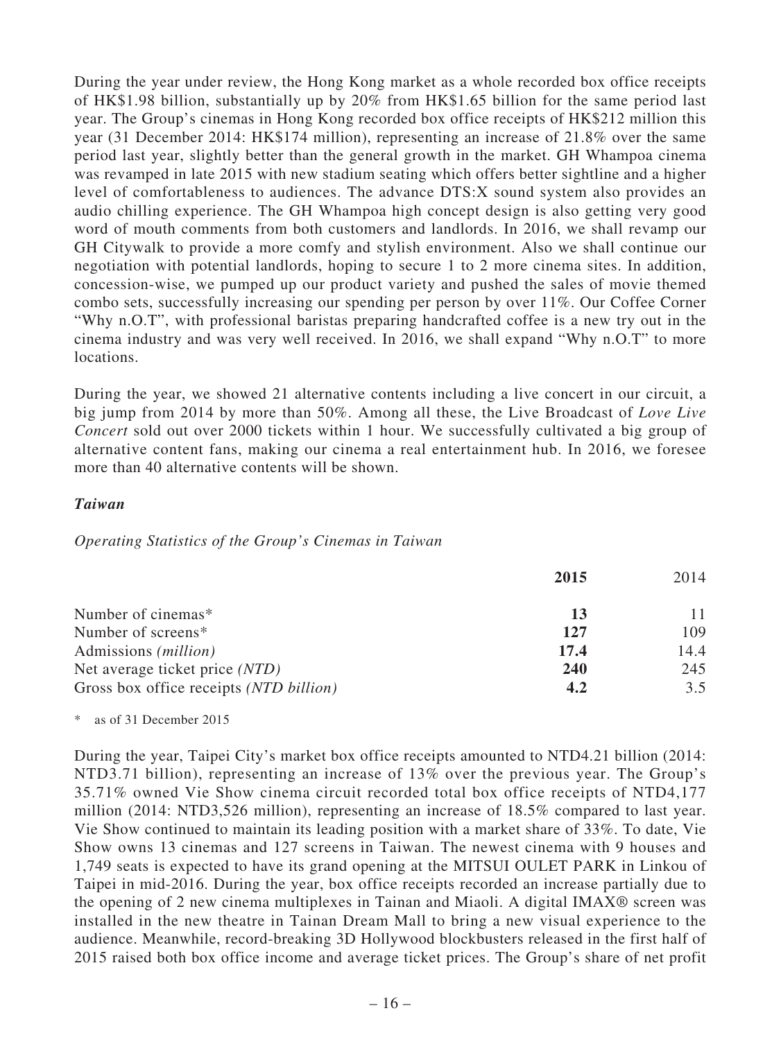During the year under review, the Hong Kong market as a whole recorded box office receipts of HK$1.98 billion, substantially up by 20% from HK$1.65 billion for the same period last year. The Group's cinemas in Hong Kong recorded box office receipts of HK$212 million this year (31 December 2014: HK$174 million), representing an increase of 21.8% over the same period last year, slightly better than the general growth in the market. GH Whampoa cinema was revamped in late 2015 with new stadium seating which offers better sightline and a higher level of comfortableness to audiences. The advance DTS:X sound system also provides an audio chilling experience. The GH Whampoa high concept design is also getting very good word of mouth comments from both customers and landlords. In 2016, we shall revamp our GH Citywalk to provide a more comfy and stylish environment. Also we shall continue our negotiation with potential landlords, hoping to secure 1 to 2 more cinema sites. In addition, concession-wise, we pumped up our product variety and pushed the sales of movie themed combo sets, successfully increasing our spending per person by over 11%. Our Coffee Corner "Why n.O.T", with professional baristas preparing handcrafted coffee is a new try out in the cinema industry and was very well received. In 2016, we shall expand "Why n.O.T" to more locations.

During the year, we showed 21 alternative contents including a live concert in our circuit, a big jump from 2014 by more than 50%. Among all these, the Live Broadcast of *Love Live Concert* sold out over 2000 tickets within 1 hour. We successfully cultivated a big group of alternative content fans, making our cinema a real entertainment hub. In 2016, we foresee more than 40 alternative contents will be shown.

***Taiwan***

*Operating Statistics of the Group's Cinemas in Taiwan*

| | **2015** | 2014 |
|---|---|---|
| Number of cinemas* | **13** | 11 |
| Number of screens* | **127** | 109 |
| Admissions *(million)* | **17.4** | 14.4 |
| Net average ticket price *(NTD)* | **240** | 245 |
| Gross box office receipts *(NTD billion)* | **4.2** | 3.5 |

\* as of 31 December 2015

During the year, Taipei City's market box office receipts amounted to NTD4.21 billion (2014: NTD3.71 billion), representing an increase of 13% over the previous year. The Group's 35.71% owned Vie Show cinema circuit recorded total box office receipts of NTD4,177 million (2014: NTD3,526 million), representing an increase of 18.5% compared to last year. Vie Show continued to maintain its leading position with a market share of 33%. To date, Vie Show owns 13 cinemas and 127 screens in Taiwan. The newest cinema with 9 houses and 1,749 seats is expected to have its grand opening at the MITSUI OULET PARK in Linkou of Taipei in mid-2016. During the year, box office receipts recorded an increase partially due to the opening of 2 new cinema multiplexes in Tainan and Miaoli. A digital IMAX® screen was installed in the new theatre in Tainan Dream Mall to bring a new visual experience to the audience. Meanwhile, record-breaking 3D Hollywood blockbusters released in the first half of 2015 raised both box office income and average ticket prices. The Group's share of net profit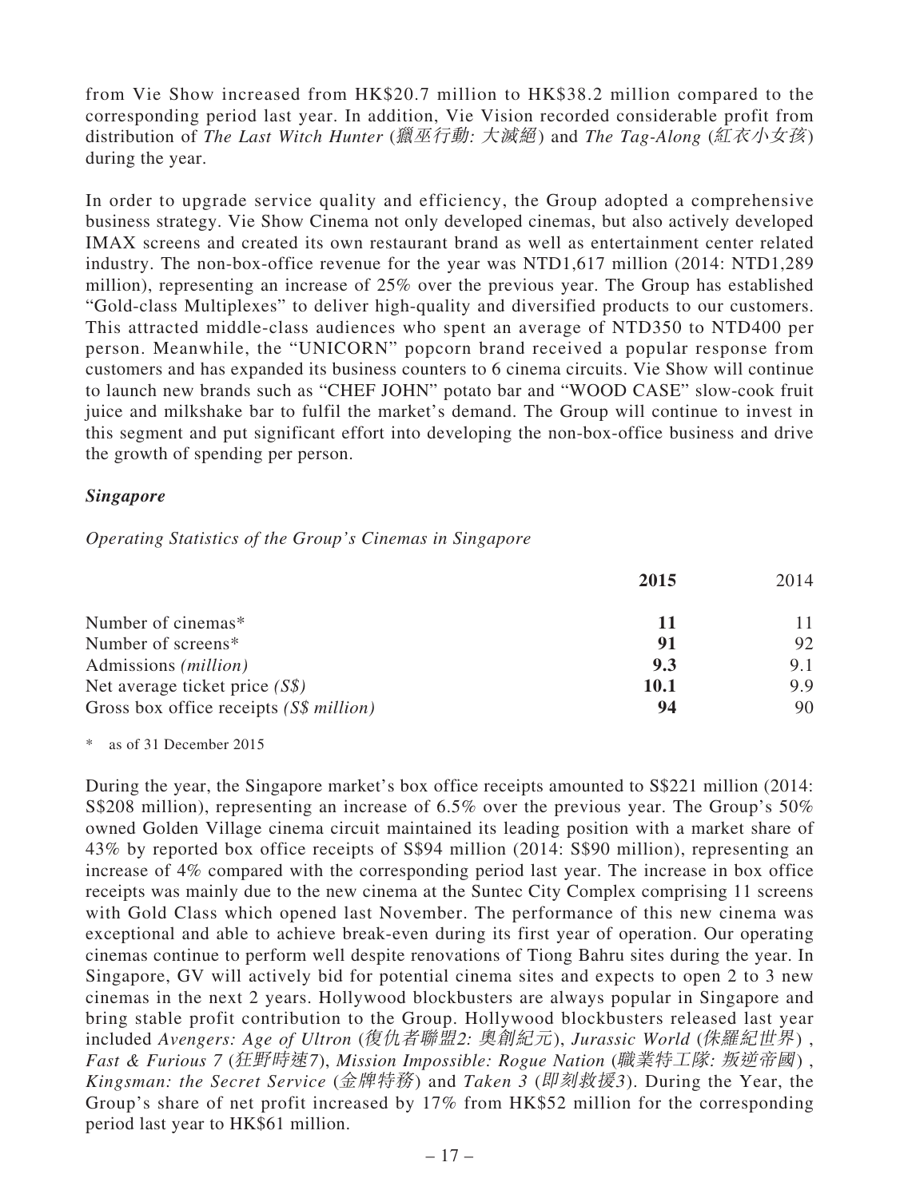from Vie Show increased from HK$20.7 million to HK$38.2 million compared to the corresponding period last year. In addition, Vie Vision recorded considerable profit from distribution of *The Last Witch Hunter* (*獵巫行動: 大滅絕*) and *The Tag-Along* (*紅衣小女孩*) during the year.

In order to upgrade service quality and efficiency, the Group adopted a comprehensive business strategy. Vie Show Cinema not only developed cinemas, but also actively developed IMAX screens and created its own restaurant brand as well as entertainment center related industry. The non-box-office revenue for the year was NTD1,617 million (2014: NTD1,289 million), representing an increase of 25% over the previous year. The Group has established "Gold-class Multiplexes" to deliver high-quality and diversified products to our customers. This attracted middle-class audiences who spent an average of NTD350 to NTD400 per person. Meanwhile, the "UNICORN" popcorn brand received a popular response from customers and has expanded its business counters to 6 cinema circuits. Vie Show will continue to launch new brands such as "CHEF JOHN" potato bar and "WOOD CASE" slow-cook fruit juice and milkshake bar to fulfil the market's demand. The Group will continue to invest in this segment and put significant effort into developing the non-box-office business and drive the growth of spending per person.

***Singapore***

*Operating Statistics of the Group's Cinemas in Singapore*

| | **2015** | 2014 |
|---|---|---|
| Number of cinemas* | **11** | 11 |
| Number of screens* | **91** | 92 |
| Admissions *(million)* | **9.3** | 9.1 |
| Net average ticket price *(S$)* | **10.1** | 9.9 |
| Gross box office receipts *(S$ million)* | **94** | 90 |

\* as of 31 December 2015

During the year, the Singapore market's box office receipts amounted to S$221 million (2014: S$208 million), representing an increase of 6.5% over the previous year. The Group's 50% owned Golden Village cinema circuit maintained its leading position with a market share of 43% by reported box office receipts of S$94 million (2014: S$90 million), representing an increase of 4% compared with the corresponding period last year. The increase in box office receipts was mainly due to the new cinema at the Suntec City Complex comprising 11 screens with Gold Class which opened last November. The performance of this new cinema was exceptional and able to achieve break-even during its first year of operation. Our operating cinemas continue to perform well despite renovations of Tiong Bahru sites during the year. In Singapore, GV will actively bid for potential cinema sites and expects to open 2 to 3 new cinemas in the next 2 years. Hollywood blockbusters are always popular in Singapore and bring stable profit contribution to the Group. Hollywood blockbusters released last year included *Avengers: Age of Ultron* (*復仇者聯盟2: 奧創紀元*), *Jurassic World* (*侏羅紀世界*) , *Fast & Furious 7* (*狂野時速7*), *Mission Impossible: Rogue Nation* (*職業特工隊: 叛逆帝國*) , *Kingsman: the Secret Service* (*金牌特務*) and *Taken 3* (*即刻救援3*). During the Year, the Group's share of net profit increased by 17% from HK$52 million for the corresponding period last year to HK$61 million.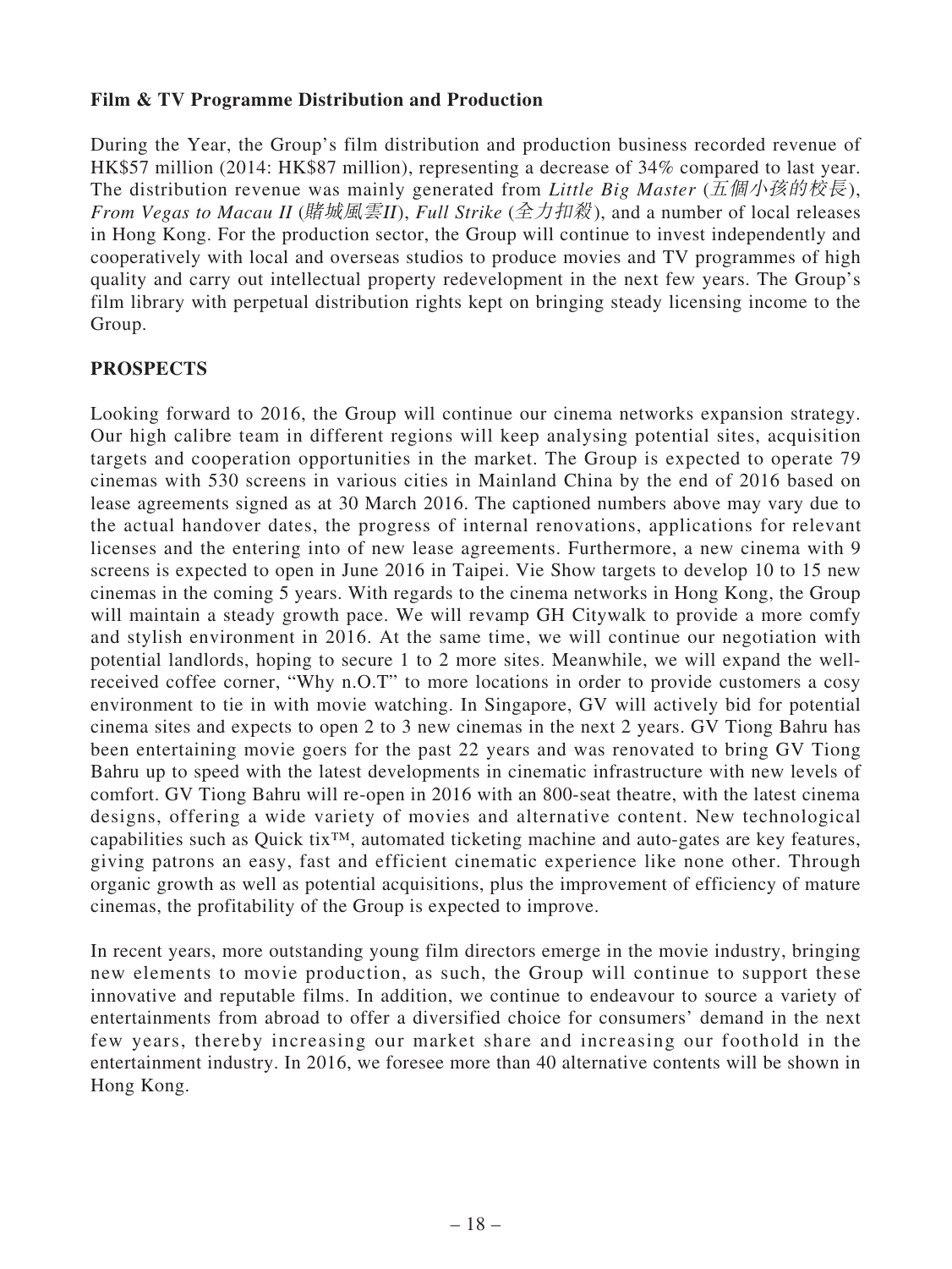**Film & TV Programme Distribution and Production**

During the Year, the Group's film distribution and production business recorded revenue of HK$57 million (2014: HK$87 million), representing a decrease of 34% compared to last year. The distribution revenue was mainly generated from *Little Big Master* (*五個小孩的校長*), *From Vegas to Macau II* (*賭城風雲II*), *Full Strike* (*全力扣殺*), and a number of local releases in Hong Kong. For the production sector, the Group will continue to invest independently and cooperatively with local and overseas studios to produce movies and TV programmes of high quality and carry out intellectual property redevelopment in the next few years. The Group's film library with perpetual distribution rights kept on bringing steady licensing income to the Group.

## PROSPECTS

Looking forward to 2016, the Group will continue our cinema networks expansion strategy. Our high calibre team in different regions will keep analysing potential sites, acquisition targets and cooperation opportunities in the market. The Group is expected to operate 79 cinemas with 530 screens in various cities in Mainland China by the end of 2016 based on lease agreements signed as at 30 March 2016. The captioned numbers above may vary due to the actual handover dates, the progress of internal renovations, applications for relevant licenses and the entering into of new lease agreements. Furthermore, a new cinema with 9 screens is expected to open in June 2016 in Taipei. Vie Show targets to develop 10 to 15 new cinemas in the coming 5 years. With regards to the cinema networks in Hong Kong, the Group will maintain a steady growth pace. We will revamp GH Citywalk to provide a more comfy and stylish environment in 2016. At the same time, we will continue our negotiation with potential landlords, hoping to secure 1 to 2 more sites. Meanwhile, we will expand the well-received coffee corner, "Why n.O.T" to more locations in order to provide customers a cosy environment to tie in with movie watching. In Singapore, GV will actively bid for potential cinema sites and expects to open 2 to 3 new cinemas in the next 2 years. GV Tiong Bahru has been entertaining movie goers for the past 22 years and was renovated to bring GV Tiong Bahru up to speed with the latest developments in cinematic infrastructure with new levels of comfort. GV Tiong Bahru will re-open in 2016 with an 800-seat theatre, with the latest cinema designs, offering a wide variety of movies and alternative content. New technological capabilities such as Quick tix™, automated ticketing machine and auto-gates are key features, giving patrons an easy, fast and efficient cinematic experience like none other. Through organic growth as well as potential acquisitions, plus the improvement of efficiency of mature cinemas, the profitability of the Group is expected to improve.

In recent years, more outstanding young film directors emerge in the movie industry, bringing new elements to movie production, as such, the Group will continue to support these innovative and reputable films. In addition, we continue to endeavour to source a variety of entertainments from abroad to offer a diversified choice for consumers' demand in the next few years, thereby increasing our market share and increasing our foothold in the entertainment industry. In 2016, we foresee more than 40 alternative contents will be shown in Hong Kong.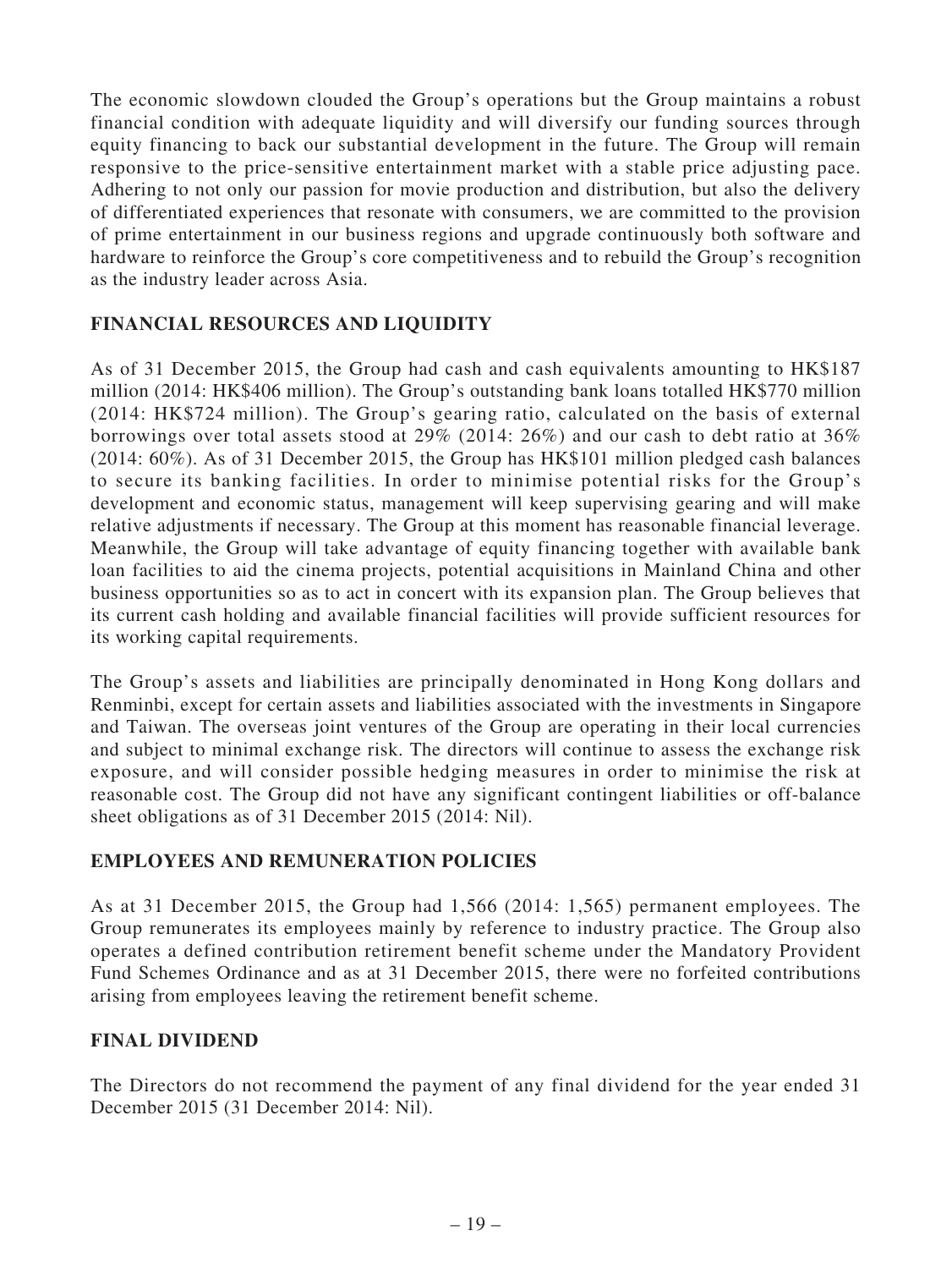The economic slowdown clouded the Group's operations but the Group maintains a robust financial condition with adequate liquidity and will diversify our funding sources through equity financing to back our substantial development in the future. The Group will remain responsive to the price-sensitive entertainment market with a stable price adjusting pace. Adhering to not only our passion for movie production and distribution, but also the delivery of differentiated experiences that resonate with consumers, we are committed to the provision of prime entertainment in our business regions and upgrade continuously both software and hardware to reinforce the Group's core competitiveness and to rebuild the Group's recognition as the industry leader across Asia.

## FINANCIAL RESOURCES AND LIQUIDITY

As of 31 December 2015, the Group had cash and cash equivalents amounting to HK$187 million (2014: HK$406 million). The Group's outstanding bank loans totalled HK$770 million (2014: HK$724 million). The Group's gearing ratio, calculated on the basis of external borrowings over total assets stood at 29% (2014: 26%) and our cash to debt ratio at 36% (2014: 60%). As of 31 December 2015, the Group has HK$101 million pledged cash balances to secure its banking facilities. In order to minimise potential risks for the Group's development and economic status, management will keep supervising gearing and will make relative adjustments if necessary. The Group at this moment has reasonable financial leverage. Meanwhile, the Group will take advantage of equity financing together with available bank loan facilities to aid the cinema projects, potential acquisitions in Mainland China and other business opportunities so as to act in concert with its expansion plan. The Group believes that its current cash holding and available financial facilities will provide sufficient resources for its working capital requirements.

The Group's assets and liabilities are principally denominated in Hong Kong dollars and Renminbi, except for certain assets and liabilities associated with the investments in Singapore and Taiwan. The overseas joint ventures of the Group are operating in their local currencies and subject to minimal exchange risk. The directors will continue to assess the exchange risk exposure, and will consider possible hedging measures in order to minimise the risk at reasonable cost. The Group did not have any significant contingent liabilities or off-balance sheet obligations as of 31 December 2015 (2014: Nil).

## EMPLOYEES AND REMUNERATION POLICIES

As at 31 December 2015, the Group had 1,566 (2014: 1,565) permanent employees. The Group remunerates its employees mainly by reference to industry practice. The Group also operates a defined contribution retirement benefit scheme under the Mandatory Provident Fund Schemes Ordinance and as at 31 December 2015, there were no forfeited contributions arising from employees leaving the retirement benefit scheme.

## FINAL DIVIDEND

The Directors do not recommend the payment of any final dividend for the year ended 31 December 2015 (31 December 2014: Nil).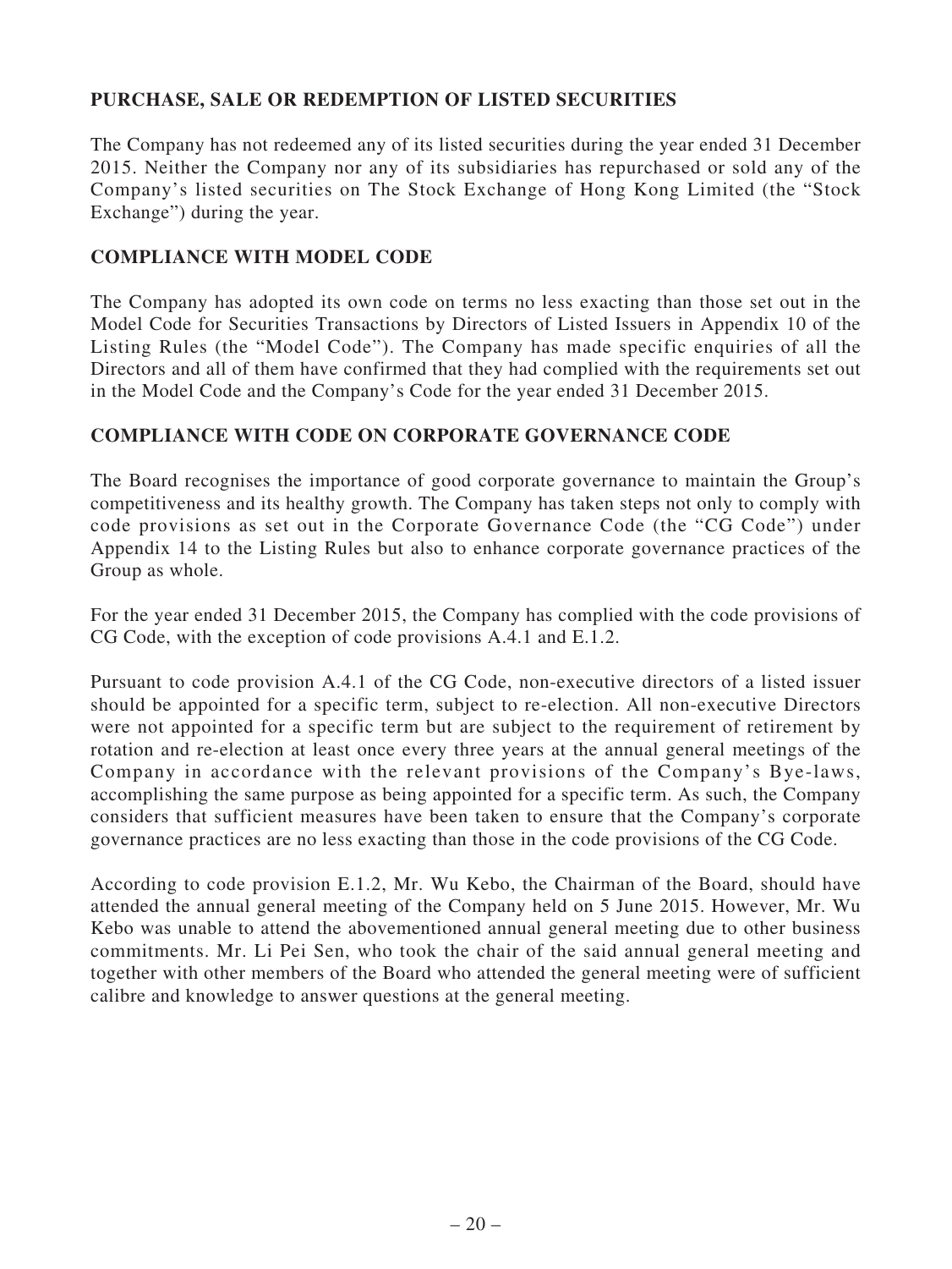## PURCHASE, SALE OR REDEMPTION OF LISTED SECURITIES

The Company has not redeemed any of its listed securities during the year ended 31 December 2015. Neither the Company nor any of its subsidiaries has repurchased or sold any of the Company's listed securities on The Stock Exchange of Hong Kong Limited (the "Stock Exchange") during the year.

## COMPLIANCE WITH MODEL CODE

The Company has adopted its own code on terms no less exacting than those set out in the Model Code for Securities Transactions by Directors of Listed Issuers in Appendix 10 of the Listing Rules (the "Model Code"). The Company has made specific enquiries of all the Directors and all of them have confirmed that they had complied with the requirements set out in the Model Code and the Company's Code for the year ended 31 December 2015.

## COMPLIANCE WITH CODE ON CORPORATE GOVERNANCE CODE

The Board recognises the importance of good corporate governance to maintain the Group's competitiveness and its healthy growth. The Company has taken steps not only to comply with code provisions as set out in the Corporate Governance Code (the "CG Code") under Appendix 14 to the Listing Rules but also to enhance corporate governance practices of the Group as whole.

For the year ended 31 December 2015, the Company has complied with the code provisions of CG Code, with the exception of code provisions A.4.1 and E.1.2.

Pursuant to code provision A.4.1 of the CG Code, non-executive directors of a listed issuer should be appointed for a specific term, subject to re-election. All non-executive Directors were not appointed for a specific term but are subject to the requirement of retirement by rotation and re-election at least once every three years at the annual general meetings of the Company in accordance with the relevant provisions of the Company's Bye-laws, accomplishing the same purpose as being appointed for a specific term. As such, the Company considers that sufficient measures have been taken to ensure that the Company's corporate governance practices are no less exacting than those in the code provisions of the CG Code.

According to code provision E.1.2, Mr. Wu Kebo, the Chairman of the Board, should have attended the annual general meeting of the Company held on 5 June 2015. However, Mr. Wu Kebo was unable to attend the abovementioned annual general meeting due to other business commitments. Mr. Li Pei Sen, who took the chair of the said annual general meeting and together with other members of the Board who attended the general meeting were of sufficient calibre and knowledge to answer questions at the general meeting.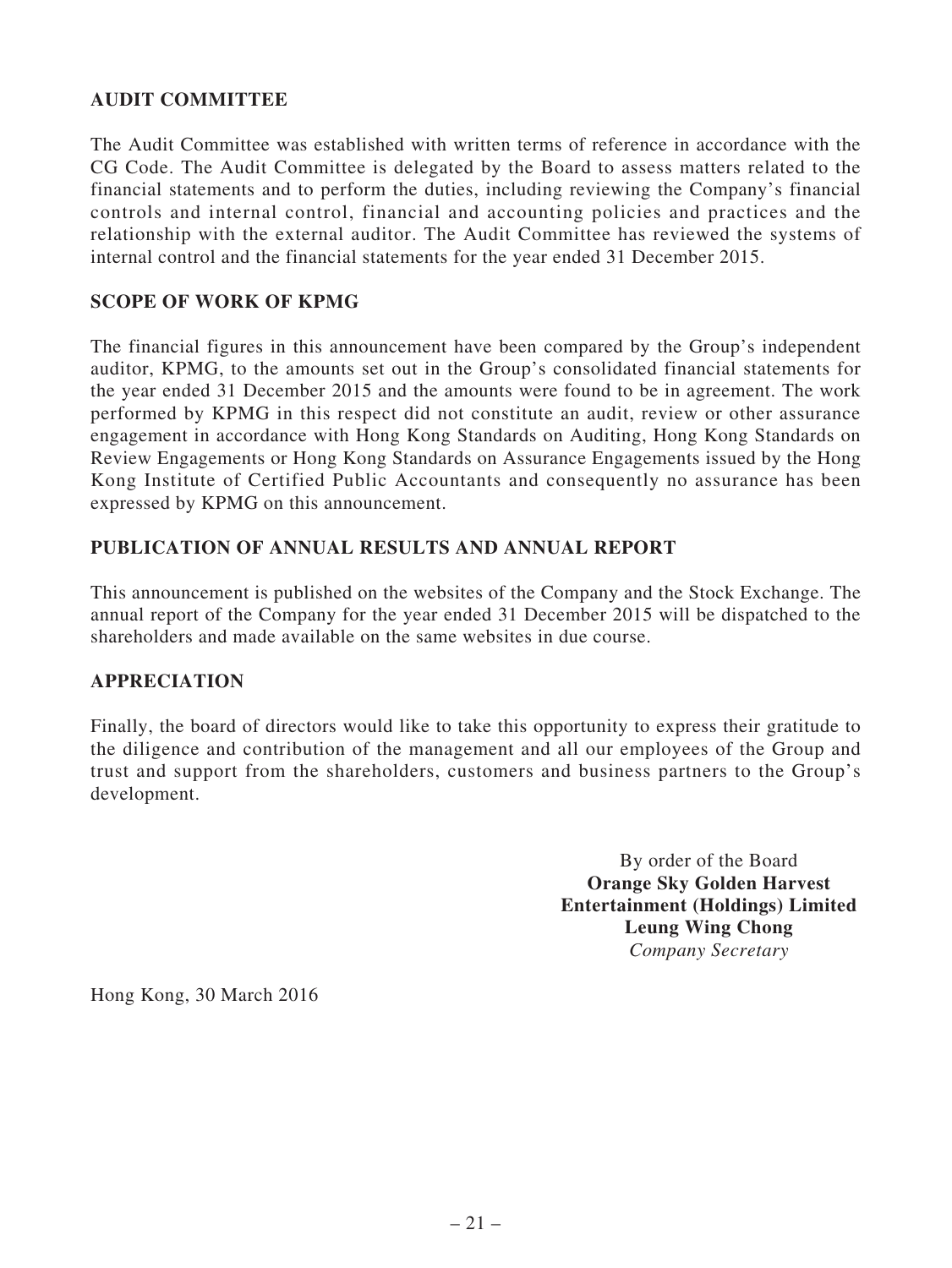## AUDIT COMMITTEE

The Audit Committee was established with written terms of reference in accordance with the CG Code. The Audit Committee is delegated by the Board to assess matters related to the financial statements and to perform the duties, including reviewing the Company's financial controls and internal control, financial and accounting policies and practices and the relationship with the external auditor. The Audit Committee has reviewed the systems of internal control and the financial statements for the year ended 31 December 2015.

## SCOPE OF WORK OF KPMG

The financial figures in this announcement have been compared by the Group's independent auditor, KPMG, to the amounts set out in the Group's consolidated financial statements for the year ended 31 December 2015 and the amounts were found to be in agreement. The work performed by KPMG in this respect did not constitute an audit, review or other assurance engagement in accordance with Hong Kong Standards on Auditing, Hong Kong Standards on Review Engagements or Hong Kong Standards on Assurance Engagements issued by the Hong Kong Institute of Certified Public Accountants and consequently no assurance has been expressed by KPMG on this announcement.

## PUBLICATION OF ANNUAL RESULTS AND ANNUAL REPORT

This announcement is published on the websites of the Company and the Stock Exchange. The annual report of the Company for the year ended 31 December 2015 will be dispatched to the shareholders and made available on the same websites in due course.

## APPRECIATION

Finally, the board of directors would like to take this opportunity to express their gratitude to the diligence and contribution of the management and all our employees of the Group and trust and support from the shareholders, customers and business partners to the Group's development.

By order of the Board
**Orange Sky Golden Harvest Entertainment (Holdings) Limited**
**Leung Wing Chong**
*Company Secretary*

Hong Kong, 30 March 2016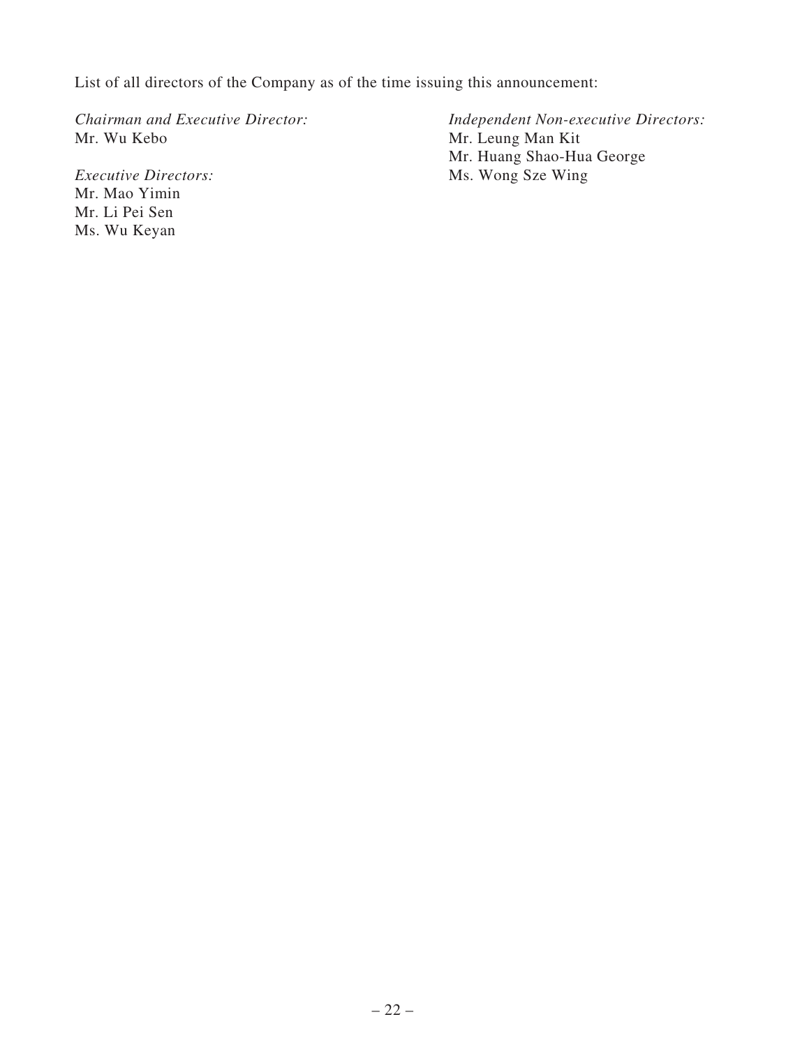List of all directors of the Company as of the time issuing this announcement:

*Chairman and Executive Director:*
Mr. Wu Kebo

*Executive Directors:*
Mr. Mao Yimin
Mr. Li Pei Sen
Ms. Wu Keyan

*Independent Non-executive Directors:*
Mr. Leung Man Kit
Mr. Huang Shao-Hua George
Ms. Wong Sze Wing